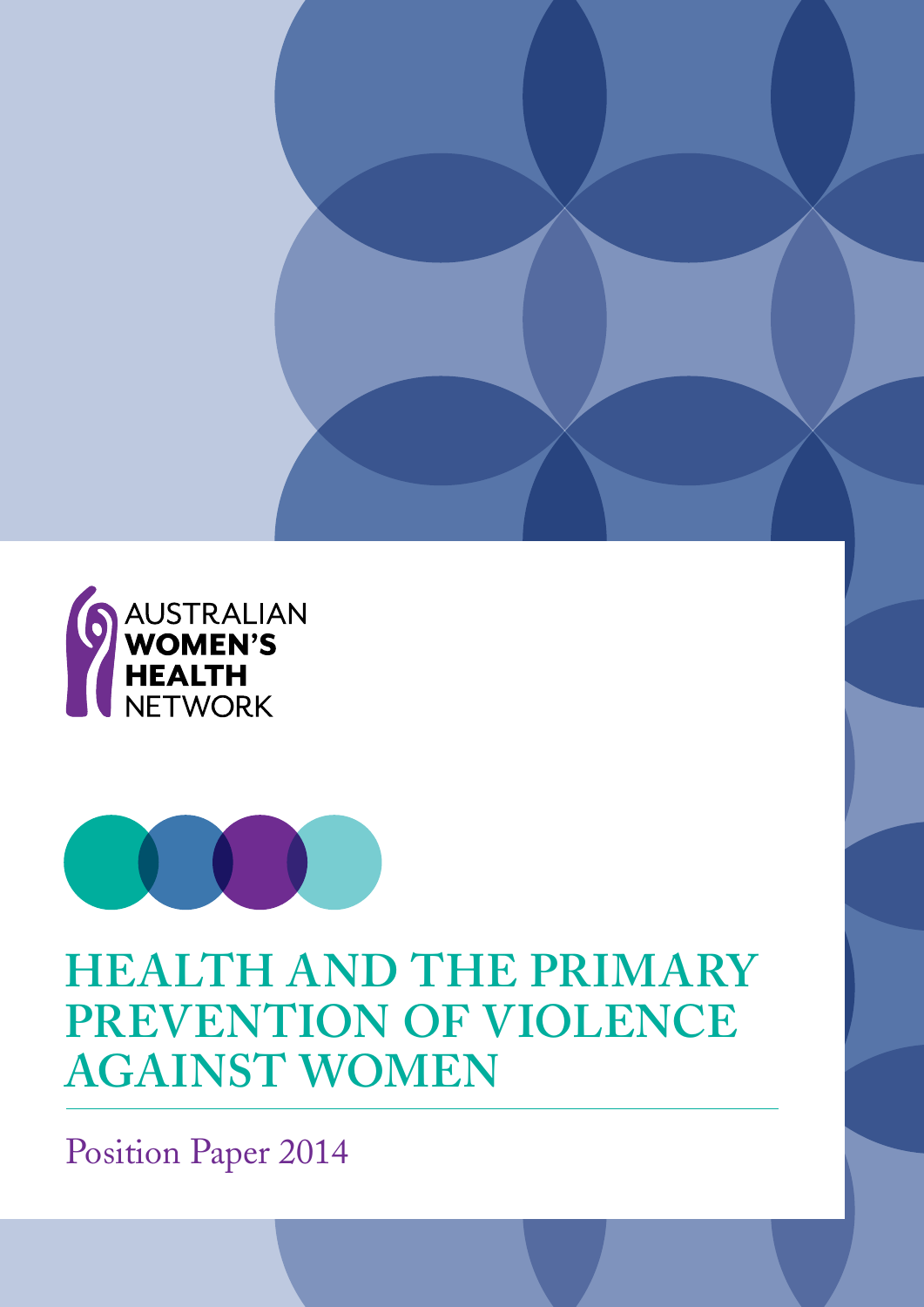AUSTRALIAN **WOMEN'S HEALTH** NETWORK

# HEALTH AND THE PRIMARY PREVENTION OF VIOLENCE AGAINST WOMEN

Position Paper 2014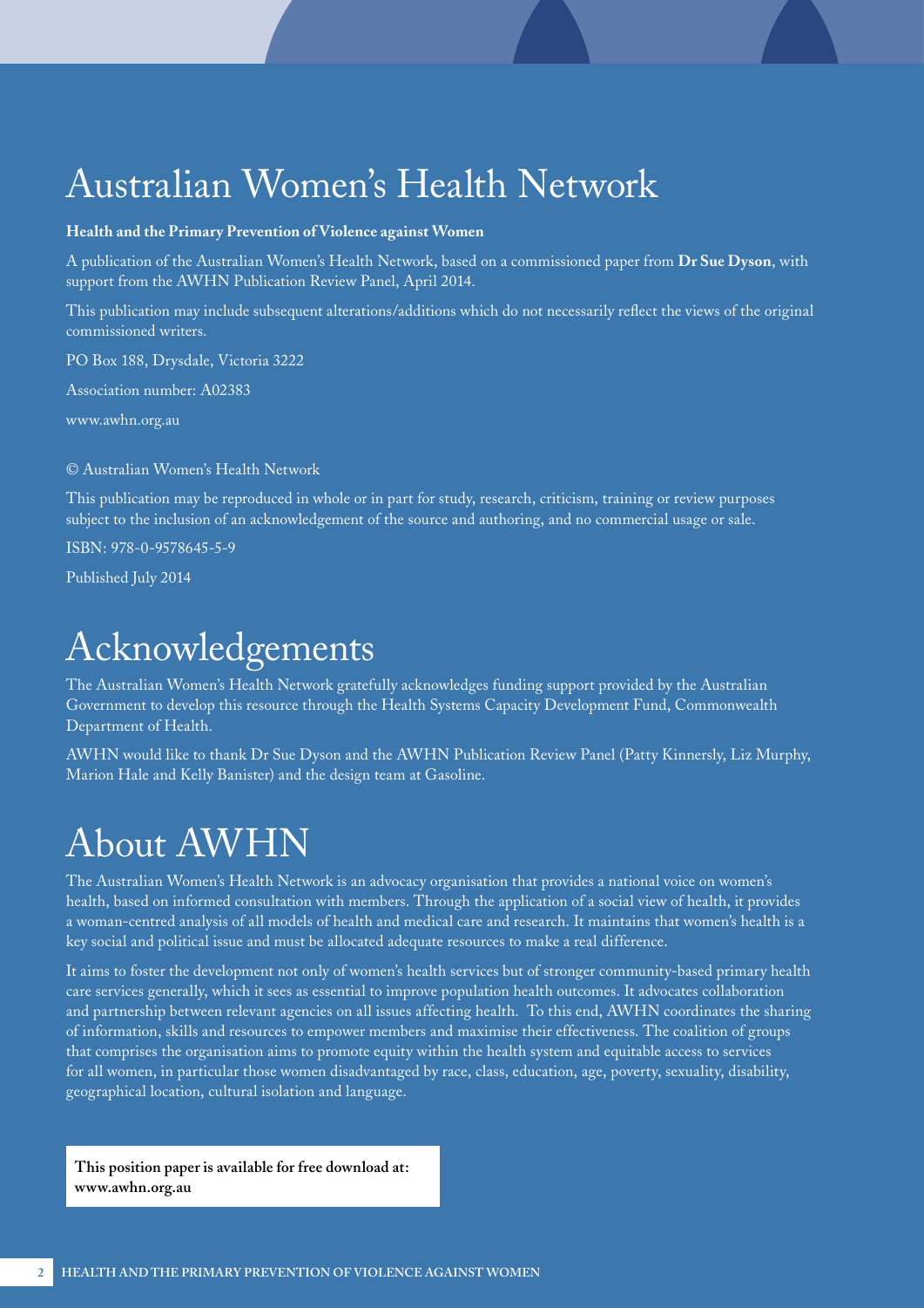# Australian Women's Health Network

**Health and the Primary Prevention of Violence against Women**

A publication of the Australian Women's Health Network, based on a commissioned paper from **Dr Sue Dyson**, with support from the AWHN Publication Review Panel, April 2014.

This publication may include subsequent alterations/additions which do not necessarily reflect the views of the original commissioned writers.

PO Box 188, Drysdale, Victoria 3222

Association number: A02383

www.awhn.org.au

© Australian Women's Health Network

This publication may be reproduced in whole or in part for study, research, criticism, training or review purposes subject to the inclusion of an acknowledgement of the source and authoring, and no commercial usage or sale.

ISBN: 978-0-9578645-5-9

Published July 2014

# Acknowledgements

The Australian Women's Health Network gratefully acknowledges funding support provided by the Australian Government to develop this resource through the Health Systems Capacity Development Fund, Commonwealth Department of Health.

AWHN would like to thank Dr Sue Dyson and the AWHN Publication Review Panel (Patty Kinnersly, Liz Murphy, Marion Hale and Kelly Banister) and the design team at Gasoline.

# About AWHN

The Australian Women's Health Network is an advocacy organisation that provides a national voice on women's health, based on informed consultation with members. Through the application of a social view of health, it provides a woman-centred analysis of all models of health and medical care and research. It maintains that women's health is a key social and political issue and must be allocated adequate resources to make a real difference.

It aims to foster the development not only of women's health services but of stronger community-based primary health care services generally, which it sees as essential to improve population health outcomes. It advocates collaboration and partnership between relevant agencies on all issues affecting health. To this end, AWHN coordinates the sharing of information, skills and resources to empower members and maximise their effectiveness. The coalition of groups that comprises the organisation aims to promote equity within the health system and equitable access to services for all women, in particular those women disadvantaged by race, class, education, age, poverty, sexuality, disability, geographical location, cultural isolation and language.

**This position paper is available for free download at: www.awhn.org.au**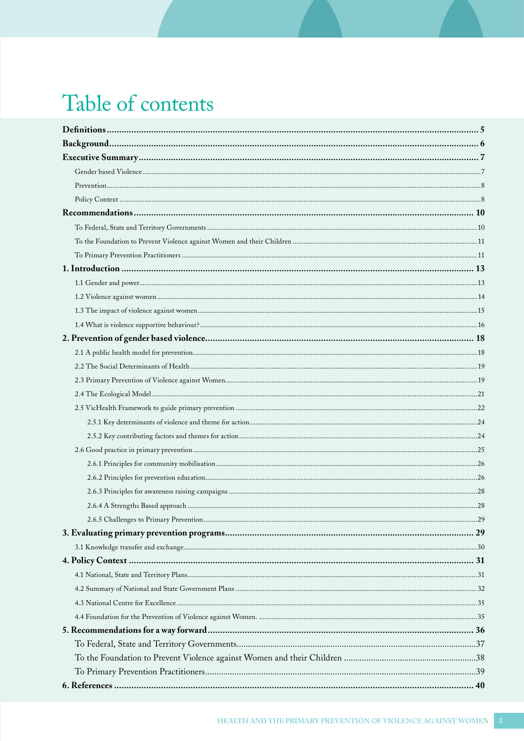# Table of contents

**Definitions** .......... **5**

**Background** .......... **6**

**Executive Summary** .......... **7**

- Gender based Violence .......... 7
- Prevention .......... 8
- Policy Context .......... 8

**Recommendations** .......... **10**

- To Federal, State and Territory Governments .......... 10
- To the Foundation to Prevent Violence against Women and their Children .......... 11
- To Primary Prevention Practitioners .......... 11

**1. Introduction** .......... **13**

- 1.1 Gender and power .......... 13
- 1.2 Violence against women .......... 14
- 1.3 The impact of violence against women .......... 15
- 1.4 What is violence supportive behaviour? .......... 16

**2. Prevention of gender based violence** .......... **18**

- 2.1 A public health model for prevention .......... 18
- 2.2 The Social Determinants of Health .......... 19
- 2.3 Primary Prevention of Violence against Women .......... 19
- 2.4 The Ecological Model .......... 21
- 2.5 VicHealth Framework to guide primary prevention .......... 22
  - 2.5.1 Key determinants of violence and theme for action .......... 24
  - 2.5.2 Key contributing factors and themes for action .......... 24
- 2.6 Good practice in primary prevention .......... 25
  - 2.6.1 Principles for community mobilisation .......... 26
  - 2.6.2 Principles for prevention education .......... 26
  - 2.6.3 Principles for awareness raising campaigns .......... 28
  - 2.6.4 A Strengths Based approach .......... 28
  - 2.6.5 Challenges to Primary Prevention .......... 29

**3. Evaluating primary prevention programs** .......... **29**

- 3.1 Knowledge transfer and exchange .......... 30

**4. Policy Context** .......... **31**

- 4.1 National, State and Territory Plans .......... 31
- 4.2 Summary of National and State Government Plans .......... 32
- 4.3 National Centre for Excellence .......... 35
- 4.4 Foundation for the Prevention of Violence against Women. .......... 35

**5. Recommendations for a way forward** .......... **36**

- To Federal, State and Territory Governments .......... 37
- To the Foundation to Prevent Violence against Women and their Children .......... 38
- To Primary Prevention Practitioners .......... 39

**6. References** .......... **40**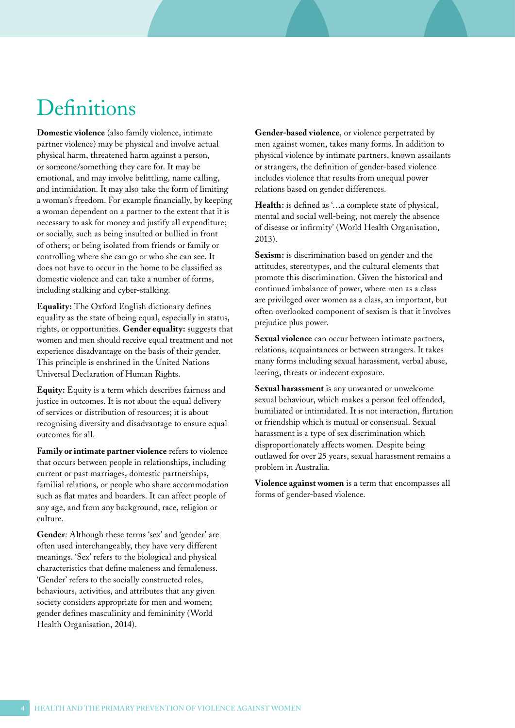# Definitions

**Domestic violence** (also family violence, intimate partner violence) may be physical and involve actual physical harm, threatened harm against a person, or someone/something they care for. It may be emotional, and may involve belittling, name calling, and intimidation. It may also take the form of limiting a woman's freedom. For example financially, by keeping a woman dependent on a partner to the extent that it is necessary to ask for money and justify all expenditure; or socially, such as being insulted or bullied in front of others; or being isolated from friends or family or controlling where she can go or who she can see. It does not have to occur in the home to be classified as domestic violence and can take a number of forms, including stalking and cyber-stalking.

**Equality:** The Oxford English dictionary defines equality as the state of being equal, especially in status, rights, or opportunities. **Gender equality:** suggests that women and men should receive equal treatment and not experience disadvantage on the basis of their gender. This principle is enshrined in the United Nations Universal Declaration of Human Rights.

**Equity:** Equity is a term which describes fairness and justice in outcomes. It is not about the equal delivery of services or distribution of resources; it is about recognising diversity and disadvantage to ensure equal outcomes for all.

**Family or intimate partner violence** refers to violence that occurs between people in relationships, including current or past marriages, domestic partnerships, familial relations, or people who share accommodation such as flat mates and boarders. It can affect people of any age, and from any background, race, religion or culture.

**Gender**: Although these terms 'sex' and 'gender' are often used interchangeably, they have very different meanings. 'Sex' refers to the biological and physical characteristics that define maleness and femaleness. 'Gender' refers to the socially constructed roles, behaviours, activities, and attributes that any given society considers appropriate for men and women; gender defines masculinity and femininity (World Health Organisation, 2014).

**Gender-based violence**, or violence perpetrated by men against women, takes many forms. In addition to physical violence by intimate partners, known assailants or strangers, the definition of gender-based violence includes violence that results from unequal power relations based on gender differences.

**Health:** is defined as '…a complete state of physical, mental and social well-being, not merely the absence of disease or infirmity' (World Health Organisation, 2013).

**Sexism:** is discrimination based on gender and the attitudes, stereotypes, and the cultural elements that promote this discrimination. Given the historical and continued imbalance of power, where men as a class are privileged over women as a class, an important, but often overlooked component of sexism is that it involves prejudice plus power.

**Sexual violence** can occur between intimate partners, relations, acquaintances or between strangers. It takes many forms including sexual harassment, verbal abuse, leering, threats or indecent exposure.

**Sexual harassment** is any unwanted or unwelcome sexual behaviour, which makes a person feel offended, humiliated or intimidated. It is not interaction, flirtation or friendship which is mutual or consensual. Sexual harassment is a type of sex discrimination which disproportionately affects women. Despite being outlawed for over 25 years, sexual harassment remains a problem in Australia.

**Violence against women** is a term that encompasses all forms of gender-based violence.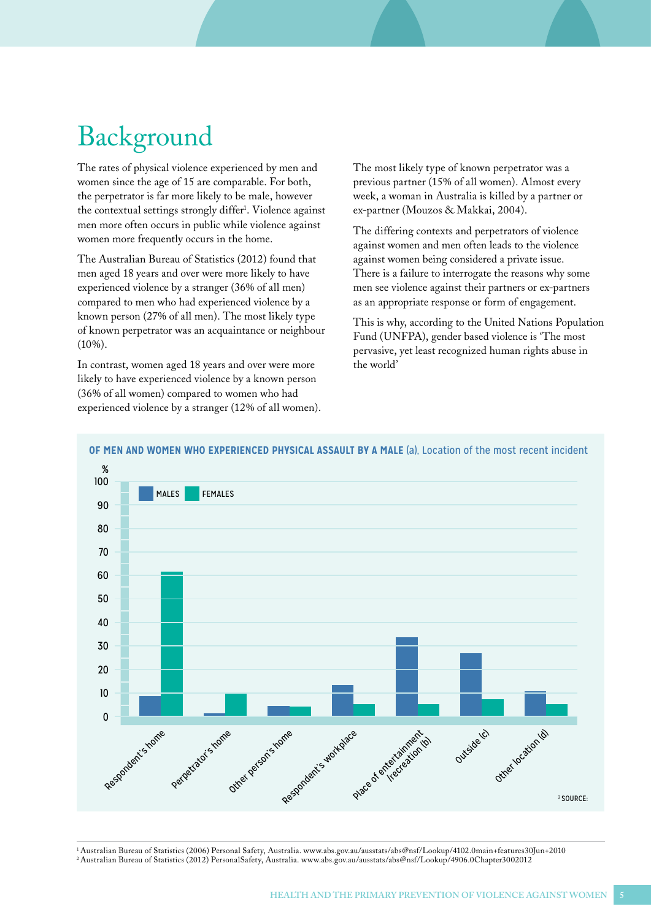# Background

The rates of physical violence experienced by men and women since the age of 15 are comparable. For both, the perpetrator is far more likely to be male, however the contextual settings strongly differ[1]. Violence against men more often occurs in public while violence against women more frequently occurs in the home.

The Australian Bureau of Statistics (2012) found that men aged 18 years and over were more likely to have experienced violence by a stranger (36% of all men) compared to men who had experienced violence by a known person (27% of all men). The most likely type of known perpetrator was an acquaintance or neighbour (10%).

In contrast, women aged 18 years and over were more likely to have experienced violence by a known person (36% of all women) compared to women who had experienced violence by a stranger (12% of all women).

The most likely type of known perpetrator was a previous partner (15% of all women). Almost every week, a woman in Australia is killed by a partner or ex-partner (Mouzos & Makkai, 2004).

The differing contexts and perpetrators of violence against women and men often leads to the violence against women being considered a private issue. There is a failure to interrogate the reasons why some men see violence against their partners or ex-partners as an appropriate response or form of engagement.

This is why, according to the United Nations Population Fund (UNFPA), gender based violence is 'The most pervasive, yet least recognized human rights abuse in the world'

**OF MEN AND WOMEN WHO EXPERIENCED PHYSICAL ASSAULT BY A MALE** (a), Location of the most recent incident

[Bar chart, y-axis % (0–100), legend: MALES, FEMALES. Approximate values:]

| Location | Males (%) | Females (%) |
|---|---|---|
| Respondent's home | 9 | 62 |
| Perpetrator's home | 1 | 10 |
| Other person's home | 5 | 4 |
| Respondent's workplace | 13 | 5 |
| Place of entertainment /recreation (b) | 34 | 5 |
| Outside (c) | 27 | 7 |
| Other location (d) | 11 | 5 |

[2] SOURCE:

---

[1] Australian Bureau of Statistics (2006) Personal Safety, Australia. www.abs.gov.au/ausstats/abs@nsf/Lookup/4102.0main+features30Jun+2010
[2] Australian Bureau of Statistics (2012) PersonalSafety, Australia. www.abs.gov.au/ausstats/abs@nsf/Lookup/4906.0Chapter3002012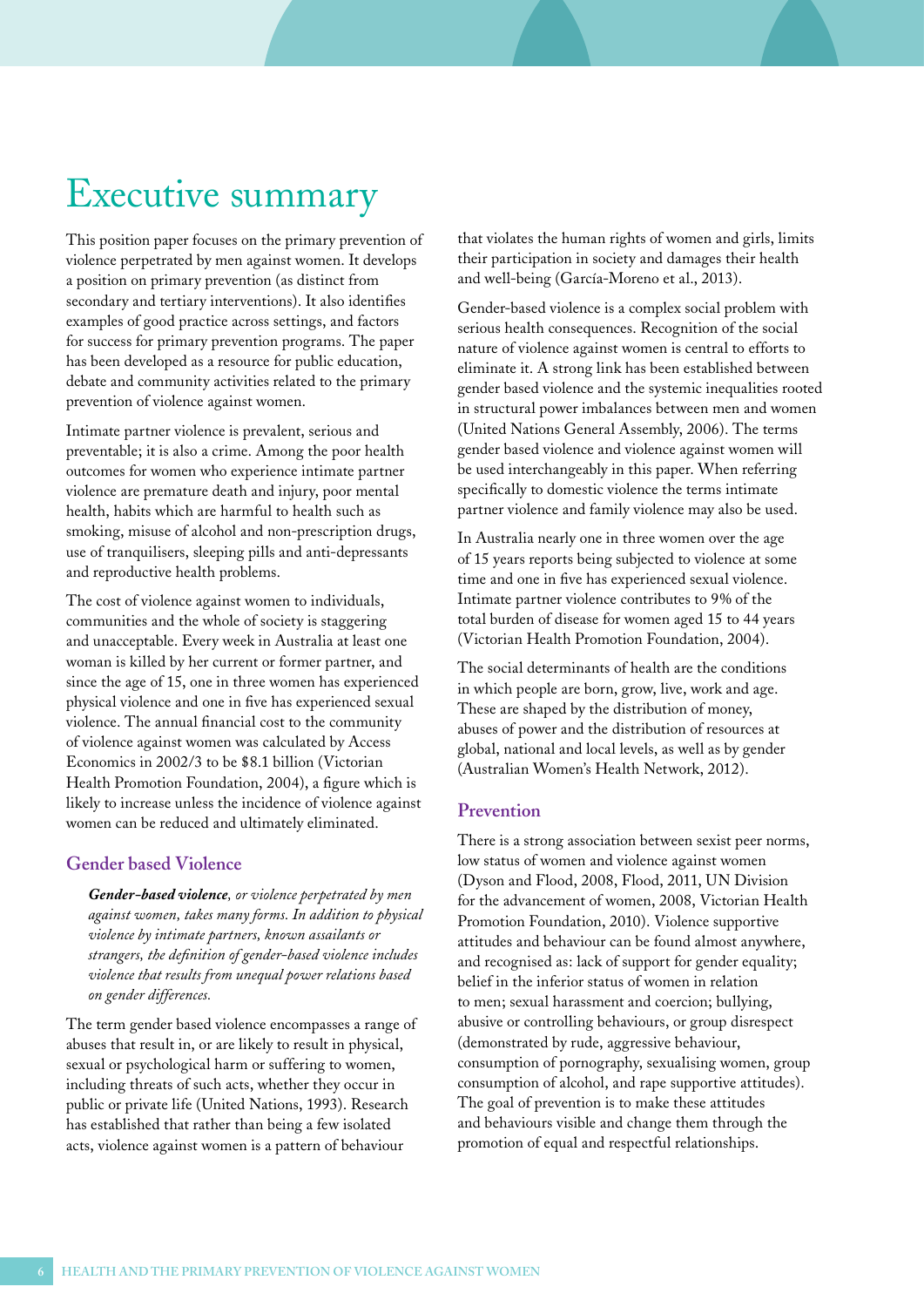# Executive summary

This position paper focuses on the primary prevention of violence perpetrated by men against women. It develops a position on primary prevention (as distinct from secondary and tertiary interventions). It also identifies examples of good practice across settings, and factors for success for primary prevention programs. The paper has been developed as a resource for public education, debate and community activities related to the primary prevention of violence against women.

Intimate partner violence is prevalent, serious and preventable; it is also a crime. Among the poor health outcomes for women who experience intimate partner violence are premature death and injury, poor mental health, habits which are harmful to health such as smoking, misuse of alcohol and non-prescription drugs, use of tranquilisers, sleeping pills and anti-depressants and reproductive health problems.

The cost of violence against women to individuals, communities and the whole of society is staggering and unacceptable. Every week in Australia at least one woman is killed by her current or former partner, and since the age of 15, one in three women has experienced physical violence and one in five has experienced sexual violence. The annual financial cost to the community of violence against women was calculated by Access Economics in 2002/3 to be $8.1 billion (Victorian Health Promotion Foundation, 2004), a figure which is likely to increase unless the incidence of violence against women can be reduced and ultimately eliminated.

## Gender based Violence

> ***Gender-based violence****, or violence perpetrated by men against women, takes many forms. In addition to physical violence by intimate partners, known assailants or strangers, the definition of gender-based violence includes violence that results from unequal power relations based on gender differences.*

The term gender based violence encompasses a range of abuses that result in, or are likely to result in physical, sexual or psychological harm or suffering to women, including threats of such acts, whether they occur in public or private life (United Nations, 1993). Research has established that rather than being a few isolated acts, violence against women is a pattern of behaviour that violates the human rights of women and girls, limits their participation in society and damages their health and well-being (García-Moreno et al., 2013).

Gender-based violence is a complex social problem with serious health consequences. Recognition of the social nature of violence against women is central to efforts to eliminate it. A strong link has been established between gender based violence and the systemic inequalities rooted in structural power imbalances between men and women (United Nations General Assembly, 2006). The terms gender based violence and violence against women will be used interchangeably in this paper. When referring specifically to domestic violence the terms intimate partner violence and family violence may also be used.

In Australia nearly one in three women over the age of 15 years reports being subjected to violence at some time and one in five has experienced sexual violence. Intimate partner violence contributes to 9% of the total burden of disease for women aged 15 to 44 years (Victorian Health Promotion Foundation, 2004).

The social determinants of health are the conditions in which people are born, grow, live, work and age. These are shaped by the distribution of money, abuses of power and the distribution of resources at global, national and local levels, as well as by gender (Australian Women's Health Network, 2012).

## Prevention

There is a strong association between sexist peer norms, low status of women and violence against women (Dyson and Flood, 2008, Flood, 2011, UN Division for the advancement of women, 2008, Victorian Health Promotion Foundation, 2010). Violence supportive attitudes and behaviour can be found almost anywhere, and recognised as: lack of support for gender equality; belief in the inferior status of women in relation to men; sexual harassment and coercion; bullying, abusive or controlling behaviours, or group disrespect (demonstrated by rude, aggressive behaviour, consumption of pornography, sexualising women, group consumption of alcohol, and rape supportive attitudes). The goal of prevention is to make these attitudes and behaviours visible and change them through the promotion of equal and respectful relationships.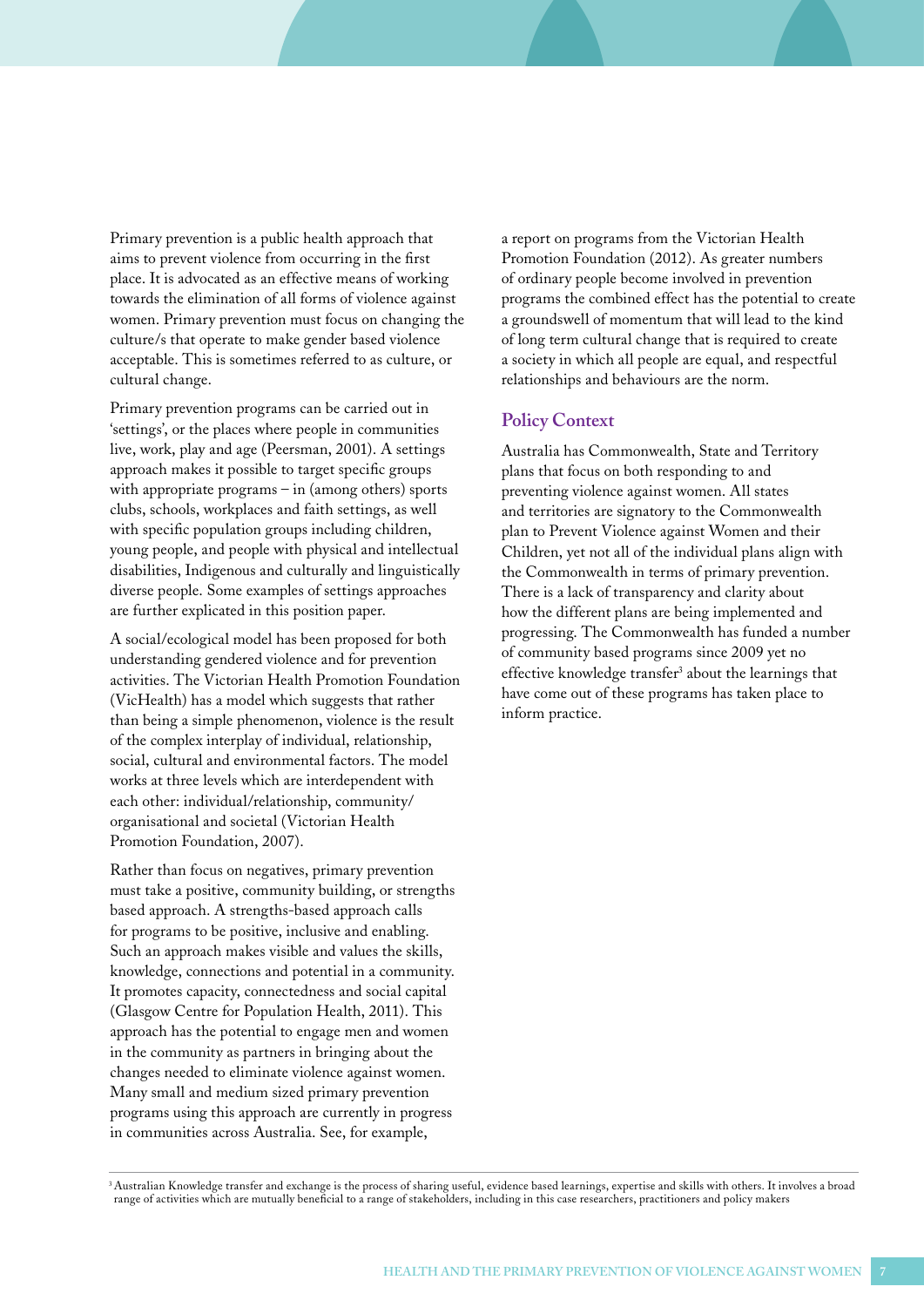Primary prevention is a public health approach that aims to prevent violence from occurring in the first place. It is advocated as an effective means of working towards the elimination of all forms of violence against women. Primary prevention must focus on changing the culture/s that operate to make gender based violence acceptable. This is sometimes referred to as culture, or cultural change.

Primary prevention programs can be carried out in 'settings', or the places where people in communities live, work, play and age (Peersman, 2001). A settings approach makes it possible to target specific groups with appropriate programs – in (among others) sports clubs, schools, workplaces and faith settings, as well with specific population groups including children, young people, and people with physical and intellectual disabilities, Indigenous and culturally and linguistically diverse people. Some examples of settings approaches are further explicated in this position paper.

A social/ecological model has been proposed for both understanding gendered violence and for prevention activities. The Victorian Health Promotion Foundation (VicHealth) has a model which suggests that rather than being a simple phenomenon, violence is the result of the complex interplay of individual, relationship, social, cultural and environmental factors. The model works at three levels which are interdependent with each other: individual/relationship, community/organisational and societal (Victorian Health Promotion Foundation, 2007).

Rather than focus on negatives, primary prevention must take a positive, community building, or strengths based approach. A strengths-based approach calls for programs to be positive, inclusive and enabling. Such an approach makes visible and values the skills, knowledge, connections and potential in a community. It promotes capacity, connectedness and social capital (Glasgow Centre for Population Health, 2011). This approach has the potential to engage men and women in the community as partners in bringing about the changes needed to eliminate violence against women. Many small and medium sized primary prevention programs using this approach are currently in progress in communities across Australia. See, for example, a report on programs from the Victorian Health Promotion Foundation (2012). As greater numbers of ordinary people become involved in prevention programs the combined effect has the potential to create a groundswell of momentum that will lead to the kind of long term cultural change that is required to create a society in which all people are equal, and respectful relationships and behaviours are the norm.

## Policy Context

Australia has Commonwealth, State and Territory plans that focus on both responding to and preventing violence against women. All states and territories are signatory to the Commonwealth plan to Prevent Violence against Women and their Children, yet not all of the individual plans align with the Commonwealth in terms of primary prevention. There is a lack of transparency and clarity about how the different plans are being implemented and progressing. The Commonwealth has funded a number of community based programs since 2009 yet no effective knowledge transfer[3] about the learnings that have come out of these programs has taken place to inform practice.

[3] Australian Knowledge transfer and exchange is the process of sharing useful, evidence based learnings, expertise and skills with others. It involves a broad range of activities which are mutually beneficial to a range of stakeholders, including in this case researchers, practitioners and policy makers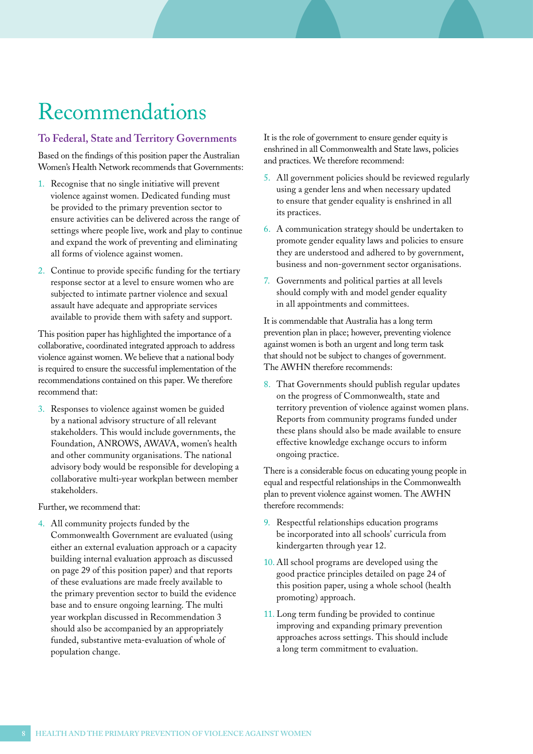# Recommendations

## To Federal, State and Territory Governments

Based on the findings of this position paper the Australian Women's Health Network recommends that Governments:

1. Recognise that no single initiative will prevent violence against women. Dedicated funding must be provided to the primary prevention sector to ensure activities can be delivered across the range of settings where people live, work and play to continue and expand the work of preventing and eliminating all forms of violence against women.
2. Continue to provide specific funding for the tertiary response sector at a level to ensure women who are subjected to intimate partner violence and sexual assault have adequate and appropriate services available to provide them with safety and support.

This position paper has highlighted the importance of a collaborative, coordinated integrated approach to address violence against women. We believe that a national body is required to ensure the successful implementation of the recommendations contained on this paper. We therefore recommend that:

3. Responses to violence against women be guided by a national advisory structure of all relevant stakeholders. This would include governments, the Foundation, ANROWS, AWAVA, women's health and other community organisations. The national advisory body would be responsible for developing a collaborative multi-year workplan between member stakeholders.

Further, we recommend that:

4. All community projects funded by the Commonwealth Government are evaluated (using either an external evaluation approach or a capacity building internal evaluation approach as discussed on page 29 of this position paper) and that reports of these evaluations are made freely available to the primary prevention sector to build the evidence base and to ensure ongoing learning. The multi year workplan discussed in Recommendation 3 should also be accompanied by an appropriately funded, substantive meta-evaluation of whole of population change.

It is the role of government to ensure gender equity is enshrined in all Commonwealth and State laws, policies and practices. We therefore recommend:

5. All government policies should be reviewed regularly using a gender lens and when necessary updated to ensure that gender equality is enshrined in all its practices.
6. A communication strategy should be undertaken to promote gender equality laws and policies to ensure they are understood and adhered to by government, business and non-government sector organisations.
7. Governments and political parties at all levels should comply with and model gender equality in all appointments and committees.

It is commendable that Australia has a long term prevention plan in place; however, preventing violence against women is both an urgent and long term task that should not be subject to changes of government. The AWHN therefore recommends:

8. That Governments should publish regular updates on the progress of Commonwealth, state and territory prevention of violence against women plans. Reports from community programs funded under these plans should also be made available to ensure effective knowledge exchange occurs to inform ongoing practice.

There is a considerable focus on educating young people in equal and respectful relationships in the Commonwealth plan to prevent violence against women. The AWHN therefore recommends:

9. Respectful relationships education programs be incorporated into all schools' curricula from kindergarten through year 12.
10. All school programs are developed using the good practice principles detailed on page 24 of this position paper, using a whole school (health promoting) approach.
11. Long term funding be provided to continue improving and expanding primary prevention approaches across settings. This should include a long term commitment to evaluation.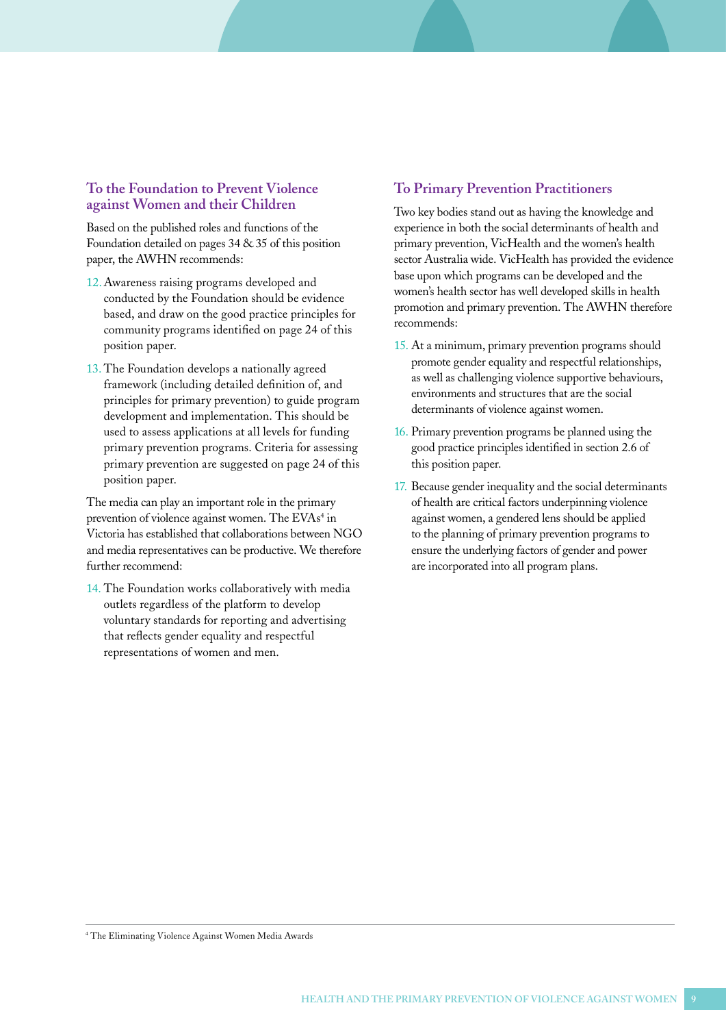### To the Foundation to Prevent Violence against Women and their Children

Based on the published roles and functions of the Foundation detailed on pages 34 & 35 of this position paper, the AWHN recommends:

12. Awareness raising programs developed and conducted by the Foundation should be evidence based, and draw on the good practice principles for community programs identified on page 24 of this position paper.
13. The Foundation develops a nationally agreed framework (including detailed definition of, and principles for primary prevention) to guide program development and implementation. This should be used to assess applications at all levels for funding primary prevention programs. Criteria for assessing primary prevention are suggested on page 24 of this position paper.

The media can play an important role in the primary prevention of violence against women. The EVAs[4] in Victoria has established that collaborations between NGO and media representatives can be productive. We therefore further recommend:

14. The Foundation works collaboratively with media outlets regardless of the platform to develop voluntary standards for reporting and advertising that reflects gender equality and respectful representations of women and men.

### To Primary Prevention Practitioners

Two key bodies stand out as having the knowledge and experience in both the social determinants of health and primary prevention, VicHealth and the women's health sector Australia wide. VicHealth has provided the evidence base upon which programs can be developed and the women's health sector has well developed skills in health promotion and primary prevention. The AWHN therefore recommends:

15. At a minimum, primary prevention programs should promote gender equality and respectful relationships, as well as challenging violence supportive behaviours, environments and structures that are the social determinants of violence against women.
16. Primary prevention programs be planned using the good practice principles identified in section 2.6 of this position paper.
17. Because gender inequality and the social determinants of health are critical factors underpinning violence against women, a gendered lens should be applied to the planning of primary prevention programs to ensure the underlying factors of gender and power are incorporated into all program plans.

---

[4] The Eliminating Violence Against Women Media Awards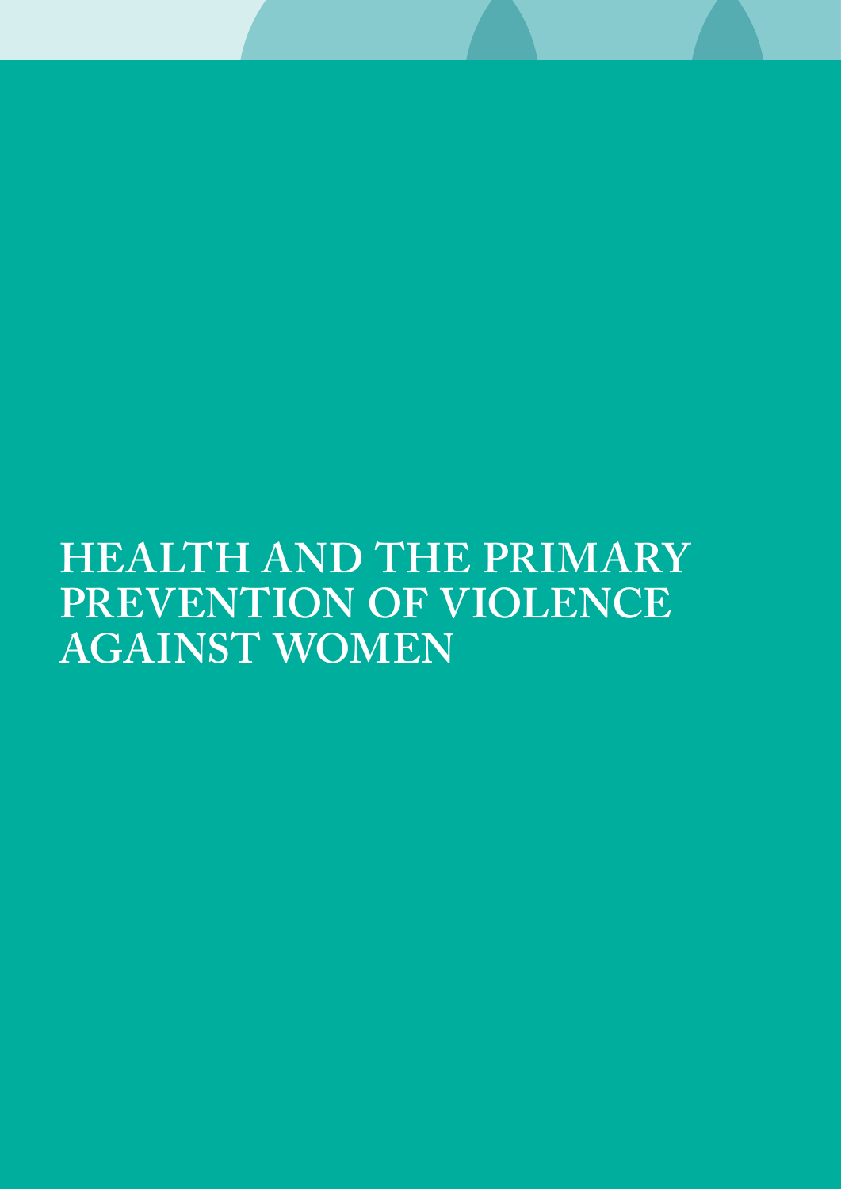# HEALTH AND THE PRIMARY PREVENTION OF VIOLENCE AGAINST WOMEN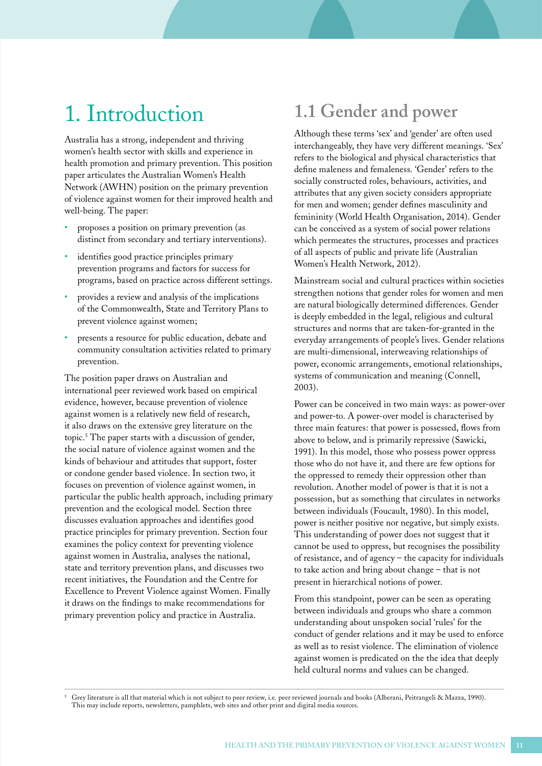# 1. Introduction

Australia has a strong, independent and thriving women's health sector with skills and experience in health promotion and primary prevention. This position paper articulates the Australian Women's Health Network (AWHN) position on the primary prevention of violence against women for their improved health and well-being. The paper:

- proposes a position on primary prevention (as distinct from secondary and tertiary interventions).
- identifies good practice principles primary prevention programs and factors for success for programs, based on practice across different settings.
- provides a review and analysis of the implications of the Commonwealth, State and Territory Plans to prevent violence against women;
- presents a resource for public education, debate and community consultation activities related to primary prevention.

The position paper draws on Australian and international peer reviewed work based on empirical evidence, however, because prevention of violence against women is a relatively new field of research, it also draws on the extensive grey literature on the topic.[5] The paper starts with a discussion of gender, the social nature of violence against women and the kinds of behaviour and attitudes that support, foster or condone gender based violence. In section two, it focuses on prevention of violence against women, in particular the public health approach, including primary prevention and the ecological model. Section three discusses evaluation approaches and identifies good practice principles for primary prevention. Section four examines the policy context for preventing violence against women in Australia, analyses the national, state and territory prevention plans, and discusses two recent initiatives, the Foundation and the Centre for Excellence to Prevent Violence against Women. Finally it draws on the findings to make recommendations for primary prevention policy and practice in Australia.

## 1.1 Gender and power

Although these terms 'sex' and 'gender' are often used interchangeably, they have very different meanings. 'Sex' refers to the biological and physical characteristics that define maleness and femaleness. 'Gender' refers to the socially constructed roles, behaviours, activities, and attributes that any given society considers appropriate for men and women; gender defines masculinity and femininity (World Health Organisation, 2014). Gender can be conceived as a system of social power relations which permeates the structures, processes and practices of all aspects of public and private life (Australian Women's Health Network, 2012).

Mainstream social and cultural practices within societies strengthen notions that gender roles for women and men are natural biologically determined differences. Gender is deeply embedded in the legal, religious and cultural structures and norms that are taken-for-granted in the everyday arrangements of people's lives. Gender relations are multi-dimensional, interweaving relationships of power, economic arrangements, emotional relationships, systems of communication and meaning (Connell, 2003).

Power can be conceived in two main ways: as power-over and power-to. A power-over model is characterised by three main features: that power is possessed, flows from above to below, and is primarily repressive (Sawicki, 1991). In this model, those who possess power oppress those who do not have it, and there are few options for the oppressed to remedy their oppression other than revolution. Another model of power is that it is not a possession, but as something that circulates in networks between individuals (Foucault, 1980). In this model, power is neither positive nor negative, but simply exists. This understanding of power does not suggest that it cannot be used to oppress, but recognises the possibility of resistance, and of agency – the capacity for individuals to take action and bring about change – that is not present in hierarchical notions of power.

From this standpoint, power can be seen as operating between individuals and groups who share a common understanding about unspoken social 'rules' for the conduct of gender relations and it may be used to enforce as well as to resist violence. The elimination of violence against women is predicated on the the idea that deeply held cultural norms and values can be changed.

[5] Grey literature is all that material which is not subject to peer review, i.e. peer reviewed journals and books (Alberani, Peitrangeli & Mazza, 1990). This may include reports, newsletters, pamphlets, web sites and other print and digital media sources.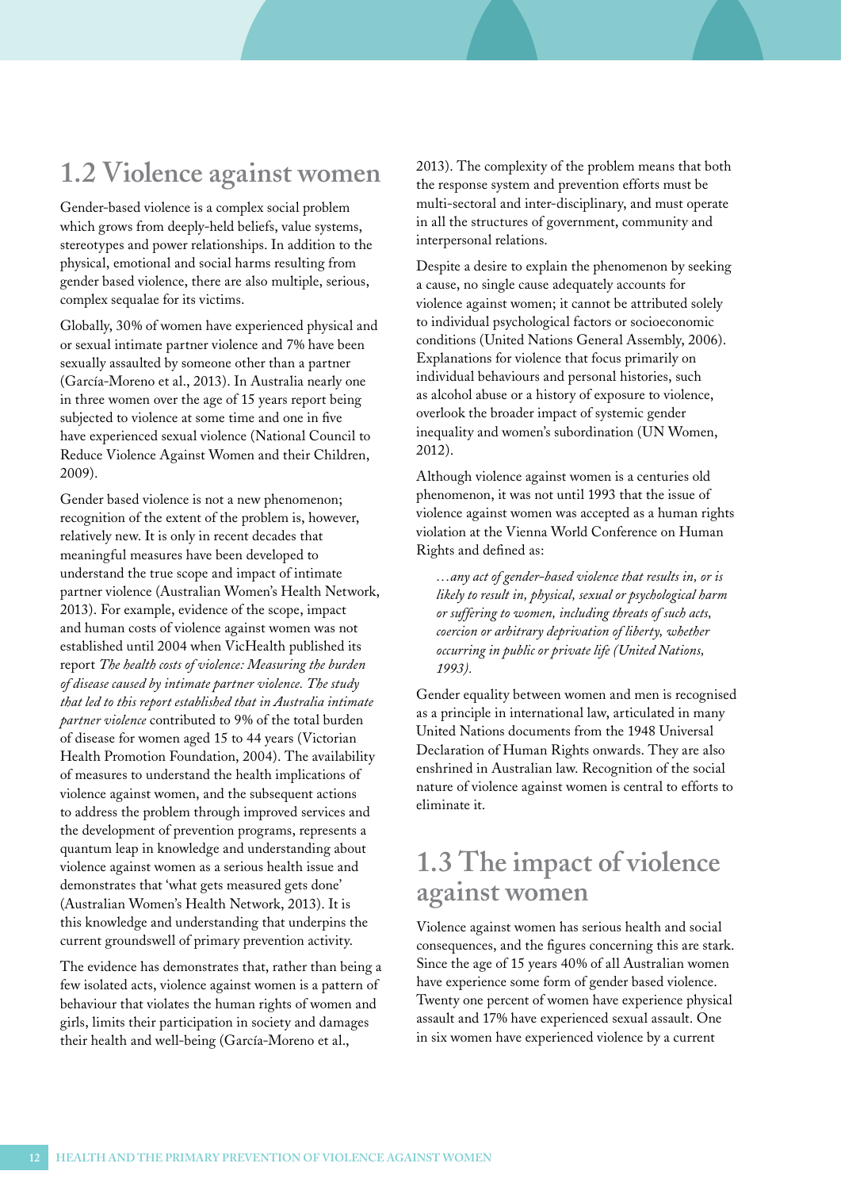## 1.2 Violence against women

Gender-based violence is a complex social problem which grows from deeply-held beliefs, value systems, stereotypes and power relationships. In addition to the physical, emotional and social harms resulting from gender based violence, there are also multiple, serious, complex sequalae for its victims.

Globally, 30% of women have experienced physical and or sexual intimate partner violence and 7% have been sexually assaulted by someone other than a partner (García-Moreno et al., 2013). In Australia nearly one in three women over the age of 15 years report being subjected to violence at some time and one in five have experienced sexual violence (National Council to Reduce Violence Against Women and their Children, 2009).

Gender based violence is not a new phenomenon; recognition of the extent of the problem is, however, relatively new. It is only in recent decades that meaningful measures have been developed to understand the true scope and impact of intimate partner violence (Australian Women's Health Network, 2013). For example, evidence of the scope, impact and human costs of violence against women was not established until 2004 when VicHealth published its report *The health costs of violence: Measuring the burden of disease caused by intimate partner violence. The study that led to this report established that in Australia intimate partner violence* contributed to 9% of the total burden of disease for women aged 15 to 44 years (Victorian Health Promotion Foundation, 2004). The availability of measures to understand the health implications of violence against women, and the subsequent actions to address the problem through improved services and the development of prevention programs, represents a quantum leap in knowledge and understanding about violence against women as a serious health issue and demonstrates that 'what gets measured gets done' (Australian Women's Health Network, 2013). It is this knowledge and understanding that underpins the current groundswell of primary prevention activity.

The evidence has demonstrates that, rather than being a few isolated acts, violence against women is a pattern of behaviour that violates the human rights of women and girls, limits their participation in society and damages their health and well-being (García-Moreno et al., 2013). The complexity of the problem means that both the response system and prevention efforts must be multi-sectoral and inter-disciplinary, and must operate in all the structures of government, community and interpersonal relations.

Despite a desire to explain the phenomenon by seeking a cause, no single cause adequately accounts for violence against women; it cannot be attributed solely to individual psychological factors or socioeconomic conditions (United Nations General Assembly, 2006). Explanations for violence that focus primarily on individual behaviours and personal histories, such as alcohol abuse or a history of exposure to violence, overlook the broader impact of systemic gender inequality and women's subordination (UN Women, 2012).

Although violence against women is a centuries old phenomenon, it was not until 1993 that the issue of violence against women was accepted as a human rights violation at the Vienna World Conference on Human Rights and defined as:

> *…any act of gender-based violence that results in, or is likely to result in, physical, sexual or psychological harm or suffering to women, including threats of such acts, coercion or arbitrary deprivation of liberty, whether occurring in public or private life (United Nations, 1993).*

Gender equality between women and men is recognised as a principle in international law, articulated in many United Nations documents from the 1948 Universal Declaration of Human Rights onwards. They are also enshrined in Australian law. Recognition of the social nature of violence against women is central to efforts to eliminate it.

## 1.3 The impact of violence against women

Violence against women has serious health and social consequences, and the figures concerning this are stark. Since the age of 15 years 40% of all Australian women have experience some form of gender based violence. Twenty one percent of women have experience physical assault and 17% have experienced sexual assault. One in six women have experienced violence by a current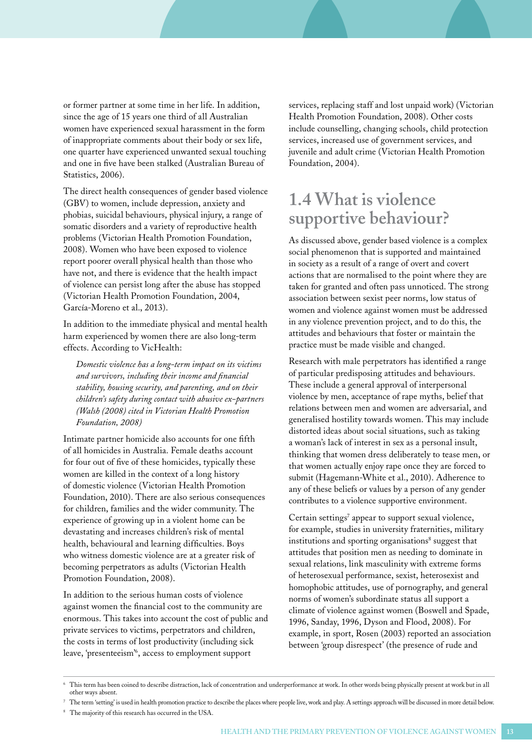or former partner at some time in her life. In addition, since the age of 15 years one third of all Australian women have experienced sexual harassment in the form of inappropriate comments about their body or sex life, one quarter have experienced unwanted sexual touching and one in five have been stalked (Australian Bureau of Statistics, 2006).

The direct health consequences of gender based violence (GBV) to women, include depression, anxiety and phobias, suicidal behaviours, physical injury, a range of somatic disorders and a variety of reproductive health problems (Victorian Health Promotion Foundation, 2008). Women who have been exposed to violence report poorer overall physical health than those who have not, and there is evidence that the health impact of violence can persist long after the abuse has stopped (Victorian Health Promotion Foundation, 2004, García-Moreno et al., 2013).

In addition to the immediate physical and mental health harm experienced by women there are also long-term effects. According to VicHealth:

> *Domestic violence has a long-term impact on its victims and survivors, including their income and financial stability, housing security, and parenting, and on their children's safety during contact with abusive ex-partners (Walsh (2008) cited in Victorian Health Promotion Foundation, 2008)*

Intimate partner homicide also accounts for one fifth of all homicides in Australia. Female deaths account for four out of five of these homicides, typically these women are killed in the context of a long history of domestic violence (Victorian Health Promotion Foundation, 2010). There are also serious consequences for children, families and the wider community. The experience of growing up in a violent home can be devastating and increases children's risk of mental health, behavioural and learning difficulties. Boys who witness domestic violence are at a greater risk of becoming perpetrators as adults (Victorian Health Promotion Foundation, 2008).

In addition to the serious human costs of violence against women the financial cost to the community are enormous. This takes into account the cost of public and private services to victims, perpetrators and children, the costs in terms of lost productivity (including sick leave, 'presenteeism'[6], access to employment support services, replacing staff and lost unpaid work) (Victorian Health Promotion Foundation, 2008). Other costs include counselling, changing schools, child protection services, increased use of government services, and juvenile and adult crime (Victorian Health Promotion Foundation, 2004).

## 1.4 What is violence supportive behaviour?

As discussed above, gender based violence is a complex social phenomenon that is supported and maintained in society as a result of a range of overt and covert actions that are normalised to the point where they are taken for granted and often pass unnoticed. The strong association between sexist peer norms, low status of women and violence against women must be addressed in any violence prevention project, and to do this, the attitudes and behaviours that foster or maintain the practice must be made visible and changed.

Research with male perpetrators has identified a range of particular predisposing attitudes and behaviours. These include a general approval of interpersonal violence by men, acceptance of rape myths, belief that relations between men and women are adversarial, and generalised hostility towards women. This may include distorted ideas about social situations, such as taking a woman's lack of interest in sex as a personal insult, thinking that women dress deliberately to tease men, or that women actually enjoy rape once they are forced to submit (Hagemann-White et al., 2010). Adherence to any of these beliefs or values by a person of any gender contributes to a violence supportive environment.

Certain settings[7] appear to support sexual violence, for example, studies in university fraternities, military institutions and sporting organisations[8] suggest that attitudes that position men as needing to dominate in sexual relations, link masculinity with extreme forms of heterosexual performance, sexist, heterosexist and homophobic attitudes, use of pornography, and general norms of women's subordinate status all support a climate of violence against women (Boswell and Spade, 1996, Sanday, 1996, Dyson and Flood, 2008). For example, in sport, Rosen (2003) reported an association between 'group disrespect' (the presence of rude and

---

[6] This term has been coined to describe distraction, lack of concentration and underperformance at work. In other words being physically present at work but in all other ways absent.

[7] The term 'setting' is used in health promotion practice to describe the places where people live, work and play. A settings approach will be discussed in more detail below.

[8] The majority of this research has occurred in the USA.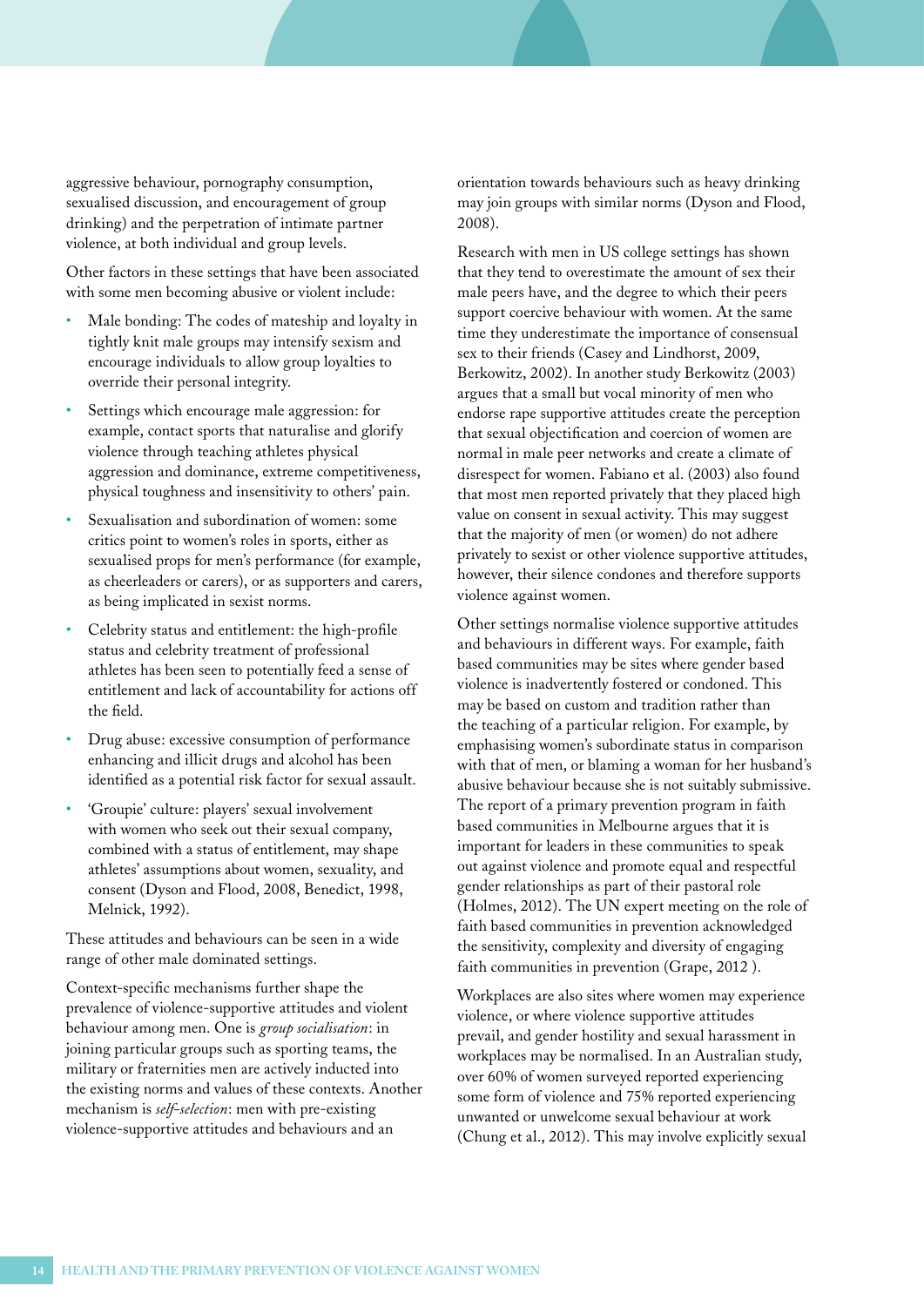aggressive behaviour, pornography consumption, sexualised discussion, and encouragement of group drinking) and the perpetration of intimate partner violence, at both individual and group levels.

Other factors in these settings that have been associated with some men becoming abusive or violent include:

- Male bonding: The codes of mateship and loyalty in tightly knit male groups may intensify sexism and encourage individuals to allow group loyalties to override their personal integrity.
- Settings which encourage male aggression: for example, contact sports that naturalise and glorify violence through teaching athletes physical aggression and dominance, extreme competitiveness, physical toughness and insensitivity to others' pain.
- Sexualisation and subordination of women: some critics point to women's roles in sports, either as sexualised props for men's performance (for example, as cheerleaders or carers), or as supporters and carers, as being implicated in sexist norms.
- Celebrity status and entitlement: the high-profile status and celebrity treatment of professional athletes has been seen to potentially feed a sense of entitlement and lack of accountability for actions off the field.
- Drug abuse: excessive consumption of performance enhancing and illicit drugs and alcohol has been identified as a potential risk factor for sexual assault.
- 'Groupie' culture: players' sexual involvement with women who seek out their sexual company, combined with a status of entitlement, may shape athletes' assumptions about women, sexuality, and consent (Dyson and Flood, 2008, Benedict, 1998, Melnick, 1992).

These attitudes and behaviours can be seen in a wide range of other male dominated settings.

Context-specific mechanisms further shape the prevalence of violence-supportive attitudes and violent behaviour among men. One is *group socialisation*: in joining particular groups such as sporting teams, the military or fraternities men are actively inducted into the existing norms and values of these contexts. Another mechanism is *self-selection*: men with pre-existing violence-supportive attitudes and behaviours and an orientation towards behaviours such as heavy drinking may join groups with similar norms (Dyson and Flood, 2008).

Research with men in US college settings has shown that they tend to overestimate the amount of sex their male peers have, and the degree to which their peers support coercive behaviour with women. At the same time they underestimate the importance of consensual sex to their friends (Casey and Lindhorst, 2009, Berkowitz, 2002). In another study Berkowitz (2003) argues that a small but vocal minority of men who endorse rape supportive attitudes create the perception that sexual objectification and coercion of women are normal in male peer networks and create a climate of disrespect for women. Fabiano et al. (2003) also found that most men reported privately that they placed high value on consent in sexual activity. This may suggest that the majority of men (or women) do not adhere privately to sexist or other violence supportive attitudes, however, their silence condones and therefore supports violence against women.

Other settings normalise violence supportive attitudes and behaviours in different ways. For example, faith based communities may be sites where gender based violence is inadvertently fostered or condoned. This may be based on custom and tradition rather than the teaching of a particular religion. For example, by emphasising women's subordinate status in comparison with that of men, or blaming a woman for her husband's abusive behaviour because she is not suitably submissive. The report of a primary prevention program in faith based communities in Melbourne argues that it is important for leaders in these communities to speak out against violence and promote equal and respectful gender relationships as part of their pastoral role (Holmes, 2012). The UN expert meeting on the role of faith based communities in prevention acknowledged the sensitivity, complexity and diversity of engaging faith communities in prevention (Grape, 2012 ).

Workplaces are also sites where women may experience violence, or where violence supportive attitudes prevail, and gender hostility and sexual harassment in workplaces may be normalised. In an Australian study, over 60% of women surveyed reported experiencing some form of violence and 75% reported experiencing unwanted or unwelcome sexual behaviour at work (Chung et al., 2012). This may involve explicitly sexual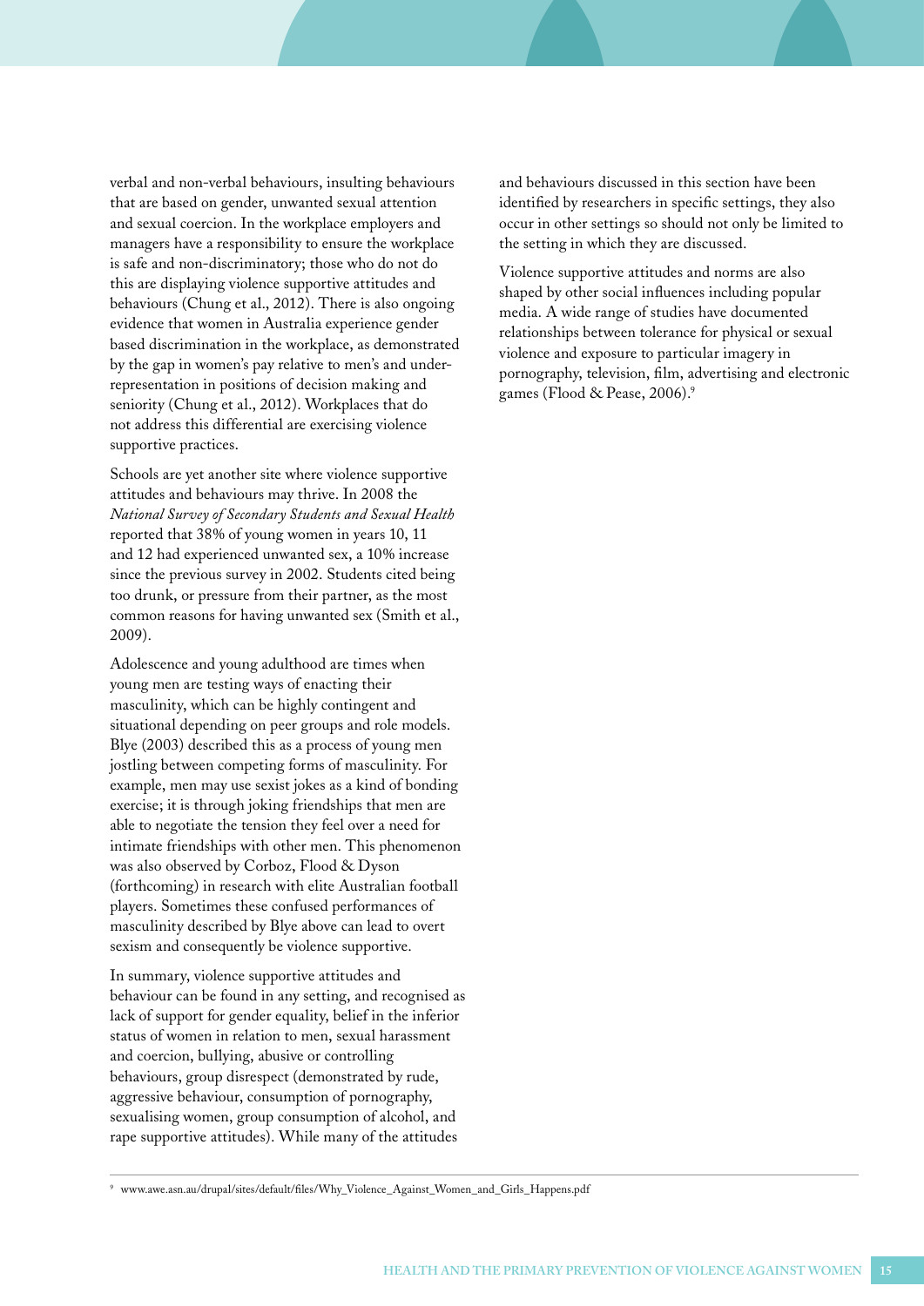verbal and non-verbal behaviours, insulting behaviours that are based on gender, unwanted sexual attention and sexual coercion. In the workplace employers and managers have a responsibility to ensure the workplace is safe and non-discriminatory; those who do not do this are displaying violence supportive attitudes and behaviours (Chung et al., 2012). There is also ongoing evidence that women in Australia experience gender based discrimination in the workplace, as demonstrated by the gap in women's pay relative to men's and under-representation in positions of decision making and seniority (Chung et al., 2012). Workplaces that do not address this differential are exercising violence supportive practices.

Schools are yet another site where violence supportive attitudes and behaviours may thrive. In 2008 the *National Survey of Secondary Students and Sexual Health* reported that 38% of young women in years 10, 11 and 12 had experienced unwanted sex, a 10% increase since the previous survey in 2002. Students cited being too drunk, or pressure from their partner, as the most common reasons for having unwanted sex (Smith et al., 2009).

Adolescence and young adulthood are times when young men are testing ways of enacting their masculinity, which can be highly contingent and situational depending on peer groups and role models. Blye (2003) described this as a process of young men jostling between competing forms of masculinity. For example, men may use sexist jokes as a kind of bonding exercise; it is through joking friendships that men are able to negotiate the tension they feel over a need for intimate friendships with other men. This phenomenon was also observed by Corboz, Flood & Dyson (forthcoming) in research with elite Australian football players. Sometimes these confused performances of masculinity described by Blye above can lead to overt sexism and consequently be violence supportive.

In summary, violence supportive attitudes and behaviour can be found in any setting, and recognised as lack of support for gender equality, belief in the inferior status of women in relation to men, sexual harassment and coercion, bullying, abusive or controlling behaviours, group disrespect (demonstrated by rude, aggressive behaviour, consumption of pornography, sexualising women, group consumption of alcohol, and rape supportive attitudes). While many of the attitudes and behaviours discussed in this section have been identified by researchers in specific settings, they also occur in other settings so should not only be limited to the setting in which they are discussed.

Violence supportive attitudes and norms are also shaped by other social influences including popular media. A wide range of studies have documented relationships between tolerance for physical or sexual violence and exposure to particular imagery in pornography, television, film, advertising and electronic games (Flood & Pease, 2006).[9]

[9] www.awe.asn.au/drupal/sites/default/files/Why_Violence_Against_Women_and_Girls_Happens.pdf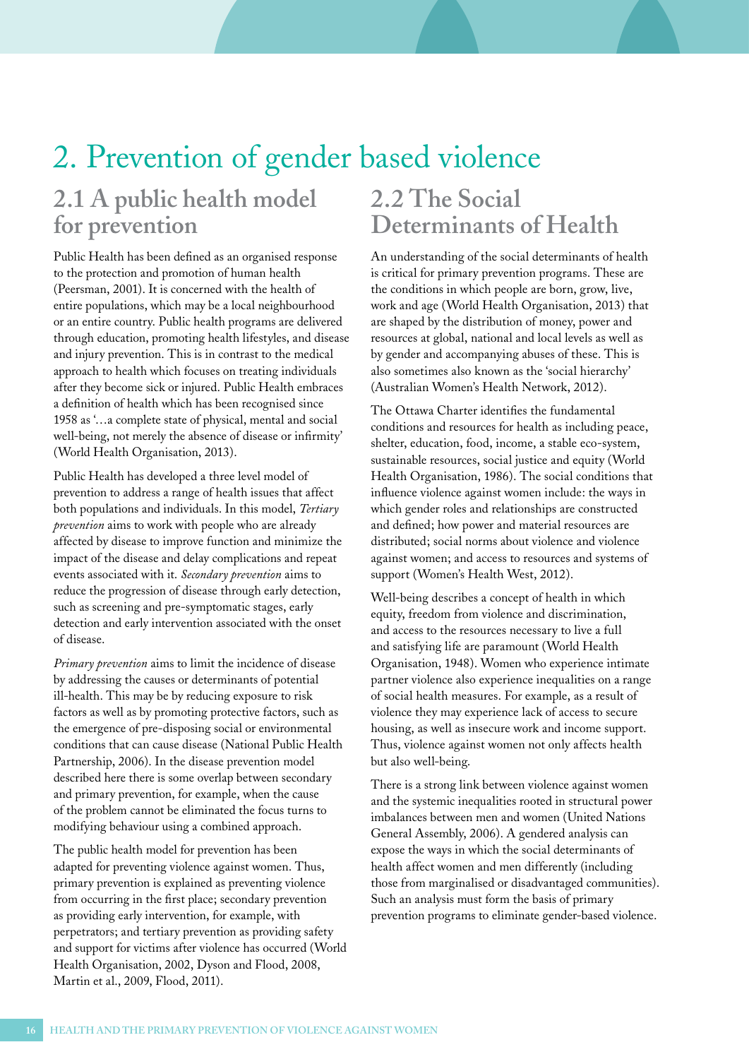# 2. Prevention of gender based violence

## 2.1 A public health model for prevention

Public Health has been defined as an organised response to the protection and promotion of human health (Peersman, 2001). It is concerned with the health of entire populations, which may be a local neighbourhood or an entire country. Public health programs are delivered through education, promoting health lifestyles, and disease and injury prevention. This is in contrast to the medical approach to health which focuses on treating individuals after they become sick or injured. Public Health embraces a definition of health which has been recognised since 1958 as '…a complete state of physical, mental and social well-being, not merely the absence of disease or infirmity' (World Health Organisation, 2013).

Public Health has developed a three level model of prevention to address a range of health issues that affect both populations and individuals. In this model, *Tertiary prevention* aims to work with people who are already affected by disease to improve function and minimize the impact of the disease and delay complications and repeat events associated with it. *Secondary prevention* aims to reduce the progression of disease through early detection, such as screening and pre-symptomatic stages, early detection and early intervention associated with the onset of disease.

*Primary prevention* aims to limit the incidence of disease by addressing the causes or determinants of potential ill-health. This may be by reducing exposure to risk factors as well as by promoting protective factors, such as the emergence of pre-disposing social or environmental conditions that can cause disease (National Public Health Partnership, 2006). In the disease prevention model described here there is some overlap between secondary and primary prevention, for example, when the cause of the problem cannot be eliminated the focus turns to modifying behaviour using a combined approach.

The public health model for prevention has been adapted for preventing violence against women. Thus, primary prevention is explained as preventing violence from occurring in the first place; secondary prevention as providing early intervention, for example, with perpetrators; and tertiary prevention as providing safety and support for victims after violence has occurred (World Health Organisation, 2002, Dyson and Flood, 2008, Martin et al., 2009, Flood, 2011).

## 2.2 The Social Determinants of Health

An understanding of the social determinants of health is critical for primary prevention programs. These are the conditions in which people are born, grow, live, work and age (World Health Organisation, 2013) that are shaped by the distribution of money, power and resources at global, national and local levels as well as by gender and accompanying abuses of these. This is also sometimes also known as the 'social hierarchy' (Australian Women's Health Network, 2012).

The Ottawa Charter identifies the fundamental conditions and resources for health as including peace, shelter, education, food, income, a stable eco-system, sustainable resources, social justice and equity (World Health Organisation, 1986). The social conditions that influence violence against women include: the ways in which gender roles and relationships are constructed and defined; how power and material resources are distributed; social norms about violence and violence against women; and access to resources and systems of support (Women's Health West, 2012).

Well-being describes a concept of health in which equity, freedom from violence and discrimination, and access to the resources necessary to live a full and satisfying life are paramount (World Health Organisation, 1948). Women who experience intimate partner violence also experience inequalities on a range of social health measures. For example, as a result of violence they may experience lack of access to secure housing, as well as insecure work and income support. Thus, violence against women not only affects health but also well-being.

There is a strong link between violence against women and the systemic inequalities rooted in structural power imbalances between men and women (United Nations General Assembly, 2006). A gendered analysis can expose the ways in which the social determinants of health affect women and men differently (including those from marginalised or disadvantaged communities). Such an analysis must form the basis of primary prevention programs to eliminate gender-based violence.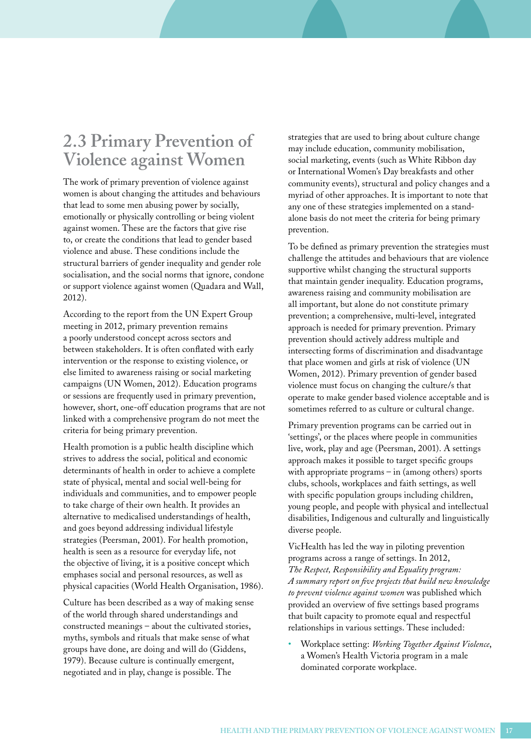## 2.3 Primary Prevention of Violence against Women

The work of primary prevention of violence against women is about changing the attitudes and behaviours that lead to some men abusing power by socially, emotionally or physically controlling or being violent against women. These are the factors that give rise to, or create the conditions that lead to gender based violence and abuse. These conditions include the structural barriers of gender inequality and gender role socialisation, and the social norms that ignore, condone or support violence against women (Quadara and Wall, 2012).

According to the report from the UN Expert Group meeting in 2012, primary prevention remains a poorly understood concept across sectors and between stakeholders. It is often conflated with early intervention or the response to existing violence, or else limited to awareness raising or social marketing campaigns (UN Women, 2012). Education programs or sessions are frequently used in primary prevention, however, short, one-off education programs that are not linked with a comprehensive program do not meet the criteria for being primary prevention.

Health promotion is a public health discipline which strives to address the social, political and economic determinants of health in order to achieve a complete state of physical, mental and social well-being for individuals and communities, and to empower people to take charge of their own health. It provides an alternative to medicalised understandings of health, and goes beyond addressing individual lifestyle strategies (Peersman, 2001). For health promotion, health is seen as a resource for everyday life, not the objective of living, it is a positive concept which emphases social and personal resources, as well as physical capacities (World Health Organisation, 1986).

Culture has been described as a way of making sense of the world through shared understandings and constructed meanings – about the cultivated stories, myths, symbols and rituals that make sense of what groups have done, are doing and will do (Giddens, 1979). Because culture is continually emergent, negotiated and in play, change is possible. The strategies that are used to bring about culture change may include education, community mobilisation, social marketing, events (such as White Ribbon day or International Women's Day breakfasts and other community events), structural and policy changes and a myriad of other approaches. It is important to note that any one of these strategies implemented on a stand-alone basis do not meet the criteria for being primary prevention.

To be defined as primary prevention the strategies must challenge the attitudes and behaviours that are violence supportive whilst changing the structural supports that maintain gender inequality. Education programs, awareness raising and community mobilisation are all important, but alone do not constitute primary prevention; a comprehensive, multi-level, integrated approach is needed for primary prevention. Primary prevention should actively address multiple and intersecting forms of discrimination and disadvantage that place women and girls at risk of violence (UN Women, 2012). Primary prevention of gender based violence must focus on changing the culture/s that operate to make gender based violence acceptable and is sometimes referred to as culture or cultural change.

Primary prevention programs can be carried out in 'settings', or the places where people in communities live, work, play and age (Peersman, 2001). A settings approach makes it possible to target specific groups with appropriate programs – in (among others) sports clubs, schools, workplaces and faith settings, as well with specific population groups including children, young people, and people with physical and intellectual disabilities, Indigenous and culturally and linguistically diverse people.

VicHealth has led the way in piloting prevention programs across a range of settings. In 2012, *The Respect, Responsibility and Equality program: A summary report on five projects that build new knowledge to prevent violence against women* was published which provided an overview of five settings based programs that built capacity to promote equal and respectful relationships in various settings. These included:

- Workplace setting: *Working Together Against Violence*, a Women's Health Victoria program in a male dominated corporate workplace.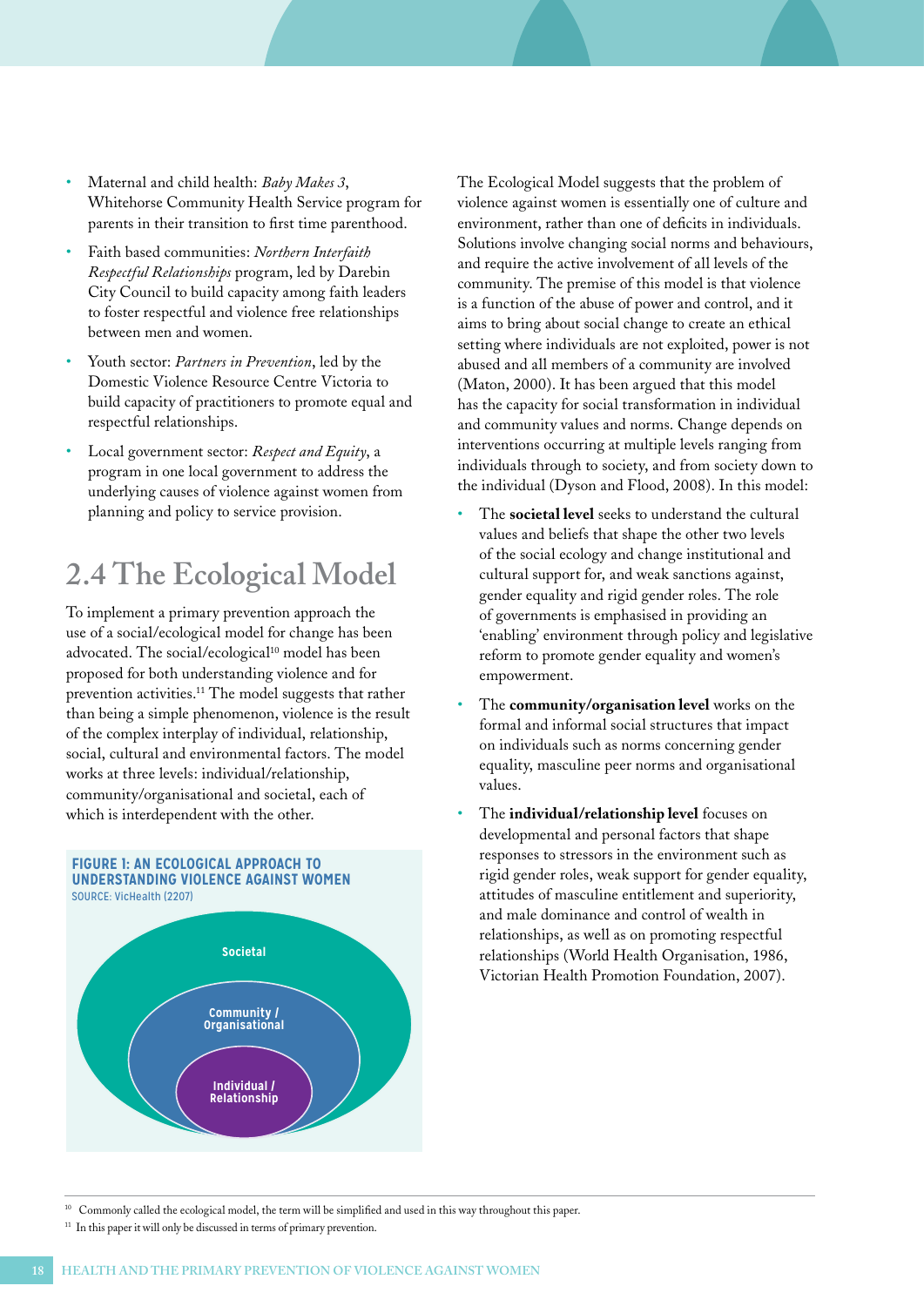- Maternal and child health: *Baby Makes 3*, Whitehorse Community Health Service program for parents in their transition to first time parenthood.
- Faith based communities: *Northern Interfaith Respectful Relationships* program, led by Darebin City Council to build capacity among faith leaders to foster respectful and violence free relationships between men and women.
- Youth sector: *Partners in Prevention*, led by the Domestic Violence Resource Centre Victoria to build capacity of practitioners to promote equal and respectful relationships.
- Local government sector: *Respect and Equity*, a program in one local government to address the underlying causes of violence against women from planning and policy to service provision.

## 2.4 The Ecological Model

To implement a primary prevention approach the use of a social/ecological model for change has been advocated. The social/ecological[10] model has been proposed for both understanding violence and for prevention activities.[11] The model suggests that rather than being a simple phenomenon, violence is the result of the complex interplay of individual, relationship, social, cultural and environmental factors. The model works at three levels: individual/relationship, community/organisational and societal, each of which is interdependent with the other.

**FIGURE 1: AN ECOLOGICAL APPROACH TO UNDERSTANDING VIOLENCE AGAINST WOMEN**
SOURCE: VicHealth (2207)

Societal
Community / Organisational
Individual / Relationship

The Ecological Model suggests that the problem of violence against women is essentially one of culture and environment, rather than one of deficits in individuals. Solutions involve changing social norms and behaviours, and require the active involvement of all levels of the community. The premise of this model is that violence is a function of the abuse of power and control, and it aims to bring about social change to create an ethical setting where individuals are not exploited, power is not abused and all members of a community are involved (Maton, 2000). It has been argued that this model has the capacity for social transformation in individual and community values and norms. Change depends on interventions occurring at multiple levels ranging from individuals through to society, and from society down to the individual (Dyson and Flood, 2008). In this model:

- The **societal level** seeks to understand the cultural values and beliefs that shape the other two levels of the social ecology and change institutional and cultural support for, and weak sanctions against, gender equality and rigid gender roles. The role of governments is emphasised in providing an 'enabling' environment through policy and legislative reform to promote gender equality and women's empowerment.
- The **community/organisation level** works on the formal and informal social structures that impact on individuals such as norms concerning gender equality, masculine peer norms and organisational values.
- The **individual/relationship level** focuses on developmental and personal factors that shape responses to stressors in the environment such as rigid gender roles, weak support for gender equality, attitudes of masculine entitlement and superiority, and male dominance and control of wealth in relationships, as well as on promoting respectful relationships (World Health Organisation, 1986, Victorian Health Promotion Foundation, 2007).

---

[10] Commonly called the ecological model, the term will be simplified and used in this way throughout this paper.

[11] In this paper it will only be discussed in terms of primary prevention.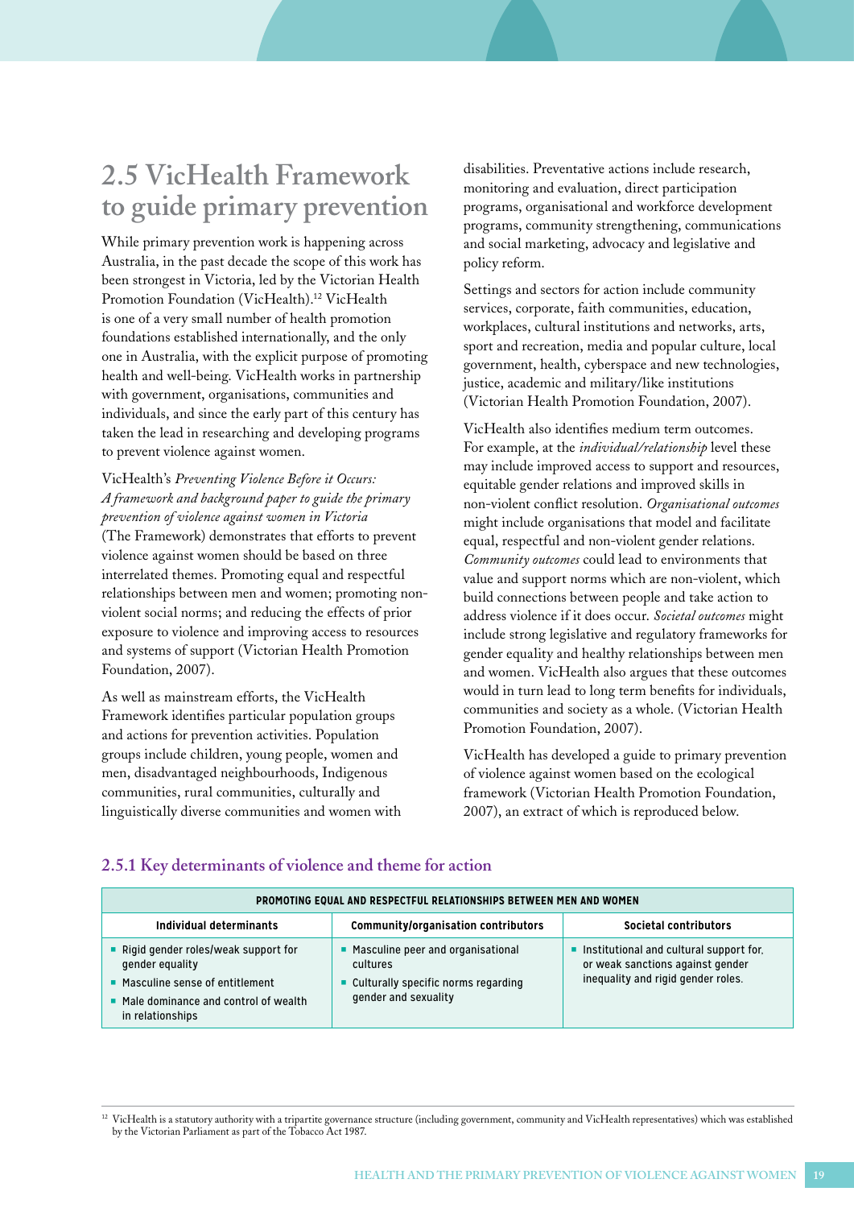## 2.5 VicHealth Framework to guide primary prevention

While primary prevention work is happening across Australia, in the past decade the scope of this work has been strongest in Victoria, led by the Victorian Health Promotion Foundation (VicHealth).[12] VicHealth is one of a very small number of health promotion foundations established internationally, and the only one in Australia, with the explicit purpose of promoting health and well-being. VicHealth works in partnership with government, organisations, communities and individuals, and since the early part of this century has taken the lead in researching and developing programs to prevent violence against women.

VicHealth's *Preventing Violence Before it Occurs: A framework and background paper to guide the primary prevention of violence against women in Victoria* (The Framework) demonstrates that efforts to prevent violence against women should be based on three interrelated themes. Promoting equal and respectful relationships between men and women; promoting non-violent social norms; and reducing the effects of prior exposure to violence and improving access to resources and systems of support (Victorian Health Promotion Foundation, 2007).

As well as mainstream efforts, the VicHealth Framework identifies particular population groups and actions for prevention activities. Population groups include children, young people, women and men, disadvantaged neighbourhoods, Indigenous communities, rural communities, culturally and linguistically diverse communities and women with disabilities. Preventative actions include research, monitoring and evaluation, direct participation programs, organisational and workforce development programs, community strengthening, communications and social marketing, advocacy and legislative and policy reform.

Settings and sectors for action include community services, corporate, faith communities, education, workplaces, cultural institutions and networks, arts, sport and recreation, media and popular culture, local government, health, cyberspace and new technologies, justice, academic and military/like institutions (Victorian Health Promotion Foundation, 2007).

VicHealth also identifies medium term outcomes. For example, at the *individual/relationship* level these may include improved access to support and resources, equitable gender relations and improved skills in non-violent conflict resolution. *Organisational outcomes* might include organisations that model and facilitate equal, respectful and non-violent gender relations. *Community outcomes* could lead to environments that value and support norms which are non-violent, which build connections between people and take action to address violence if it does occur. *Societal outcomes* might include strong legislative and regulatory frameworks for gender equality and healthy relationships between men and women. VicHealth also argues that these outcomes would in turn lead to long term benefits for individuals, communities and society as a whole. (Victorian Health Promotion Foundation, 2007).

VicHealth has developed a guide to primary prevention of violence against women based on the ecological framework (Victorian Health Promotion Foundation, 2007), an extract of which is reproduced below.

### 2.5.1 Key determinants of violence and theme for action

| PROMOTING EQUAL AND RESPECTFUL RELATIONSHIPS BETWEEN MEN AND WOMEN | | |
|---|---|---|
| **Individual determinants** | **Community/organisation contributors** | **Societal contributors** |
| ▪ Rigid gender roles/weak support for gender equality<br>▪ Masculine sense of entitlement<br>▪ Male dominance and control of wealth in relationships | ▪ Masculine peer and organisational cultures<br>▪ Culturally specific norms regarding gender and sexuality | ▪ Institutional and cultural support for, or weak sanctions against gender inequality and rigid gender roles. |

[12] VicHealth is a statutory authority with a tripartite governance structure (including government, community and VicHealth representatives) which was established by the Victorian Parliament as part of the Tobacco Act 1987.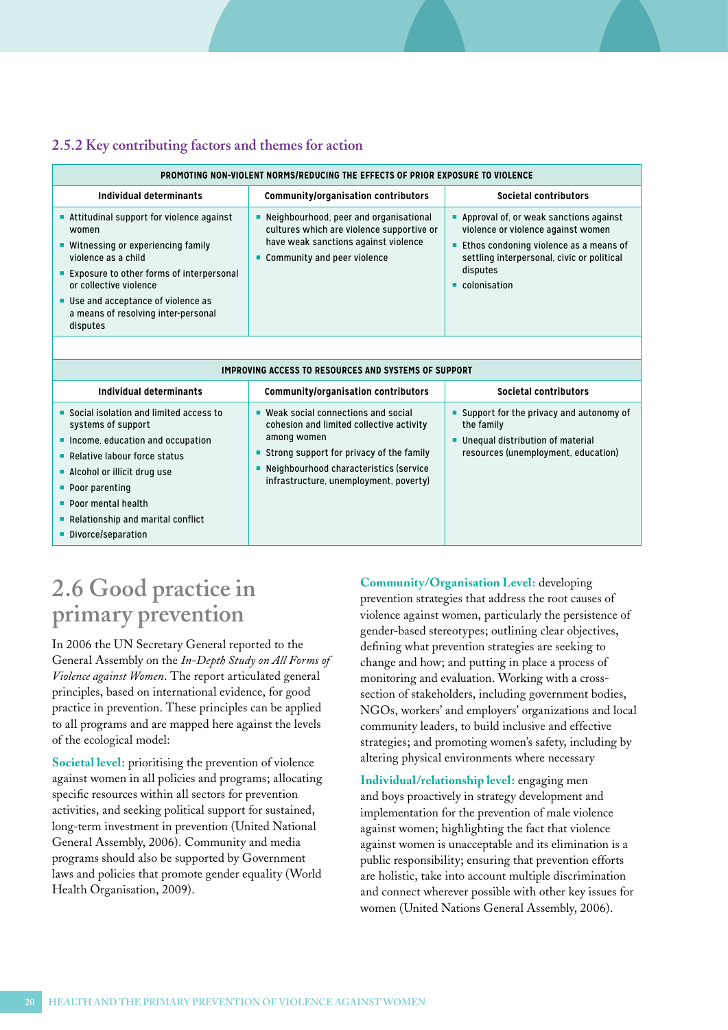### 2.5.2 Key contributing factors and themes for action

| PROMOTING NON-VIOLENT NORMS/REDUCING THE EFFECTS OF PRIOR EXPOSURE TO VIOLENCE | | |
|---|---|---|
| **Individual determinants** | **Community/organisation contributors** | **Societal contributors** |
| ▪ Attitudinal support for violence against women<br>▪ Witnessing or experiencing family violence as a child<br>▪ Exposure to other forms of interpersonal or collective violence<br>▪ Use and acceptance of violence as a means of resolving inter-personal disputes | ▪ Neighbourhood, peer and organisational cultures which are violence supportive or have weak sanctions against violence<br>▪ Community and peer violence | ▪ Approval of, or weak sanctions against violence or violence against women<br>▪ Ethos condoning violence as a means of settling interpersonal, civic or political disputes<br>▪ colonisation |

| IMPROVING ACCESS TO RESOURCES AND SYSTEMS OF SUPPORT | | |
|---|---|---|
| **Individual determinants** | **Community/organisation contributors** | **Societal contributors** |
| ▪ Social isolation and limited access to systems of support<br>▪ Income, education and occupation<br>▪ Relative labour force status<br>▪ Alcohol or illicit drug use<br>▪ Poor parenting<br>▪ Poor mental health<br>▪ Relationship and marital conflict<br>▪ Divorce/separation | ▪ Weak social connections and social cohesion and limited collective activity among women<br>▪ Strong support for privacy of the family<br>▪ Neighbourhood characteristics (service infrastructure, unemployment, poverty) | ▪ Support for the privacy and autonomy of the family<br>▪ Unequal distribution of material resources (unemployment, education) |

## 2.6 Good practice in primary prevention

In 2006 the UN Secretary General reported to the General Assembly on the *In-Depth Study on All Forms of Violence against Women*. The report articulated general principles, based on international evidence, for good practice in prevention. These principles can be applied to all programs and are mapped here against the levels of the ecological model:

**Societal level:** prioritising the prevention of violence against women in all policies and programs; allocating specific resources within all sectors for prevention activities, and seeking political support for sustained, long-term investment in prevention (United National General Assembly, 2006). Community and media programs should also be supported by Government laws and policies that promote gender equality (World Health Organisation, 2009).

**Community/Organisation Level:** developing prevention strategies that address the root causes of violence against women, particularly the persistence of gender-based stereotypes; outlining clear objectives, defining what prevention strategies are seeking to change and how; and putting in place a process of monitoring and evaluation. Working with a cross-section of stakeholders, including government bodies, NGOs, workers' and employers' organizations and local community leaders, to build inclusive and effective strategies; and promoting women's safety, including by altering physical environments where necessary

**Individual/relationship level:** engaging men and boys proactively in strategy development and implementation for the prevention of male violence against women; highlighting the fact that violence against women is unacceptable and its elimination is a public responsibility; ensuring that prevention efforts are holistic, take into account multiple discrimination and connect wherever possible with other key issues for women (United Nations General Assembly, 2006).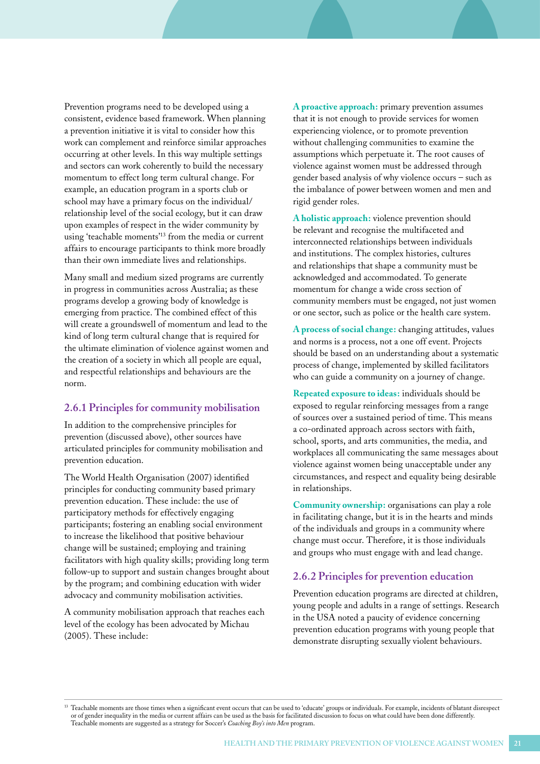Prevention programs need to be developed using a consistent, evidence based framework. When planning a prevention initiative it is vital to consider how this work can complement and reinforce similar approaches occurring at other levels. In this way multiple settings and sectors can work coherently to build the necessary momentum to effect long term cultural change. For example, an education program in a sports club or school may have a primary focus on the individual/relationship level of the social ecology, but it can draw upon examples of respect in the wider community by using 'teachable moments'[13] from the media or current affairs to encourage participants to think more broadly than their own immediate lives and relationships.

Many small and medium sized programs are currently in progress in communities across Australia; as these programs develop a growing body of knowledge is emerging from practice. The combined effect of this will create a groundswell of momentum and lead to the kind of long term cultural change that is required for the ultimate elimination of violence against women and the creation of a society in which all people are equal, and respectful relationships and behaviours are the norm.

### 2.6.1 Principles for community mobilisation

In addition to the comprehensive principles for prevention (discussed above), other sources have articulated principles for community mobilisation and prevention education.

The World Health Organisation (2007) identified principles for conducting community based primary prevention education. These include: the use of participatory methods for effectively engaging participants; fostering an enabling social environment to increase the likelihood that positive behaviour change will be sustained; employing and training facilitators with high quality skills; providing long term follow-up to support and sustain changes brought about by the program; and combining education with wider advocacy and community mobilisation activities.

A community mobilisation approach that reaches each level of the ecology has been advocated by Michau (2005). These include:

**A proactive approach:** primary prevention assumes that it is not enough to provide services for women experiencing violence, or to promote prevention without challenging communities to examine the assumptions which perpetuate it. The root causes of violence against women must be addressed through gender based analysis of why violence occurs – such as the imbalance of power between women and men and rigid gender roles.

**A holistic approach:** violence prevention should be relevant and recognise the multifaceted and interconnected relationships between individuals and institutions. The complex histories, cultures and relationships that shape a community must be acknowledged and accommodated. To generate momentum for change a wide cross section of community members must be engaged, not just women or one sector, such as police or the health care system.

**A process of social change:** changing attitudes, values and norms is a process, not a one off event. Projects should be based on an understanding about a systematic process of change, implemented by skilled facilitators who can guide a community on a journey of change.

**Repeated exposure to ideas:** individuals should be exposed to regular reinforcing messages from a range of sources over a sustained period of time. This means a co-ordinated approach across sectors with faith, school, sports, and arts communities, the media, and workplaces all communicating the same messages about violence against women being unacceptable under any circumstances, and respect and equality being desirable in relationships.

**Community ownership:** organisations can play a role in facilitating change, but it is in the hearts and minds of the individuals and groups in a community where change must occur. Therefore, it is those individuals and groups who must engage with and lead change.

### 2.6.2 Principles for prevention education

Prevention education programs are directed at children, young people and adults in a range of settings. Research in the USA noted a paucity of evidence concerning prevention education programs with young people that demonstrate disrupting sexually violent behaviours.

---

[13] Teachable moments are those times when a significant event occurs that can be used to 'educate' groups or individuals. For example, incidents of blatant disrespect or of gender inequality in the media or current affairs can be used as the basis for facilitated discussion to focus on what could have been done differently. Teachable moments are suggested as a strategy for Soccer's *Coaching Boy's into Men* program.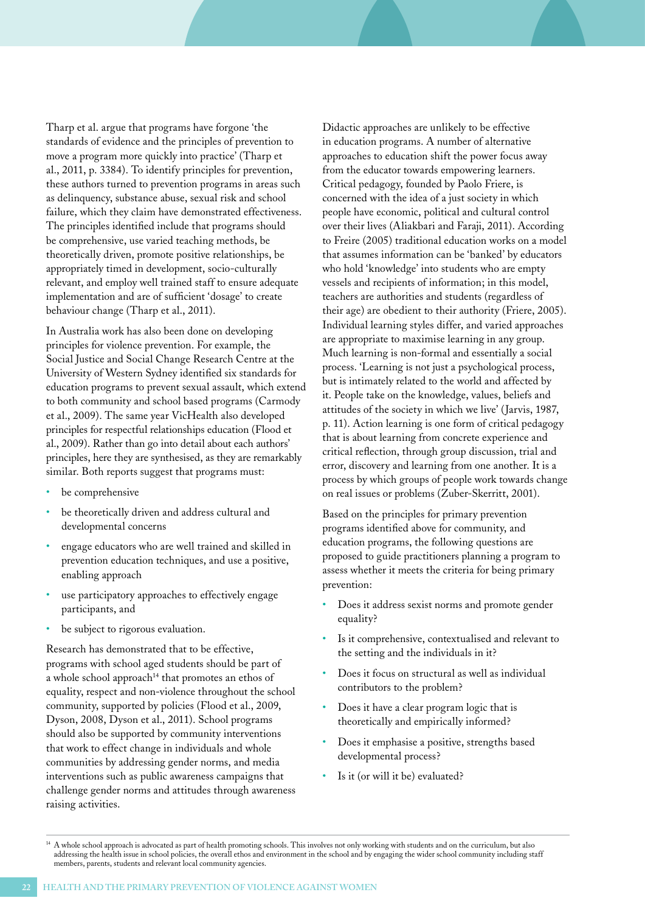Tharp et al. argue that programs have forgone 'the standards of evidence and the principles of prevention to move a program more quickly into practice' (Tharp et al., 2011, p. 3384). To identify principles for prevention, these authors turned to prevention programs in areas such as delinquency, substance abuse, sexual risk and school failure, which they claim have demonstrated effectiveness. The principles identified include that programs should be comprehensive, use varied teaching methods, be theoretically driven, promote positive relationships, be appropriately timed in development, socio-culturally relevant, and employ well trained staff to ensure adequate implementation and are of sufficient 'dosage' to create behaviour change (Tharp et al., 2011).

In Australia work has also been done on developing principles for violence prevention. For example, the Social Justice and Social Change Research Centre at the University of Western Sydney identified six standards for education programs to prevent sexual assault, which extend to both community and school based programs (Carmody et al., 2009). The same year VicHealth also developed principles for respectful relationships education (Flood et al., 2009). Rather than go into detail about each authors' principles, here they are synthesised, as they are remarkably similar. Both reports suggest that programs must:

- be comprehensive
- be theoretically driven and address cultural and developmental concerns
- engage educators who are well trained and skilled in prevention education techniques, and use a positive, enabling approach
- use participatory approaches to effectively engage participants, and
- be subject to rigorous evaluation.

Research has demonstrated that to be effective, programs with school aged students should be part of a whole school approach[14] that promotes an ethos of equality, respect and non-violence throughout the school community, supported by policies (Flood et al., 2009, Dyson, 2008, Dyson et al., 2011). School programs should also be supported by community interventions that work to effect change in individuals and whole communities by addressing gender norms, and media interventions such as public awareness campaigns that challenge gender norms and attitudes through awareness raising activities.

Didactic approaches are unlikely to be effective in education programs. A number of alternative approaches to education shift the power focus away from the educator towards empowering learners. Critical pedagogy, founded by Paolo Friere, is concerned with the idea of a just society in which people have economic, political and cultural control over their lives (Aliakbari and Faraji, 2011). According to Freire (2005) traditional education works on a model that assumes information can be 'banked' by educators who hold 'knowledge' into students who are empty vessels and recipients of information; in this model, teachers are authorities and students (regardless of their age) are obedient to their authority (Friere, 2005). Individual learning styles differ, and varied approaches are appropriate to maximise learning in any group. Much learning is non-formal and essentially a social process. 'Learning is not just a psychological process, but is intimately related to the world and affected by it. People take on the knowledge, values, beliefs and attitudes of the society in which we live' (Jarvis, 1987, p. 11). Action learning is one form of critical pedagogy that is about learning from concrete experience and critical reflection, through group discussion, trial and error, discovery and learning from one another. It is a process by which groups of people work towards change on real issues or problems (Zuber-Skerritt, 2001).

Based on the principles for primary prevention programs identified above for community, and education programs, the following questions are proposed to guide practitioners planning a program to assess whether it meets the criteria for being primary prevention:

- Does it address sexist norms and promote gender equality?
- Is it comprehensive, contextualised and relevant to the setting and the individuals in it?
- Does it focus on structural as well as individual contributors to the problem?
- Does it have a clear program logic that is theoretically and empirically informed?
- Does it emphasise a positive, strengths based developmental process?
- Is it (or will it be) evaluated?

[14] A whole school approach is advocated as part of health promoting schools. This involves not only working with students and on the curriculum, but also addressing the health issue in school policies, the overall ethos and environment in the school and by engaging the wider school community including staff members, parents, students and relevant local community agencies.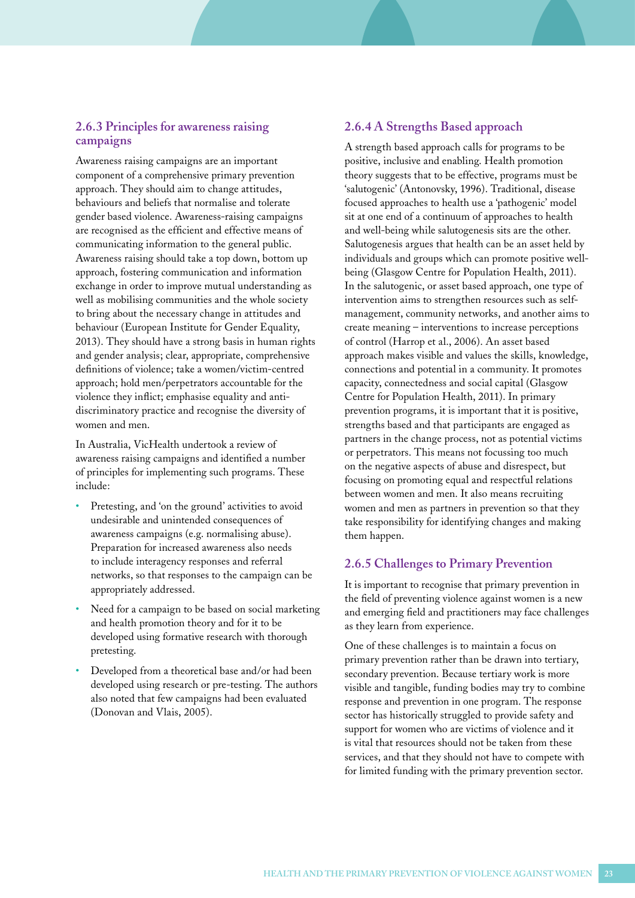### 2.6.3 Principles for awareness raising campaigns

Awareness raising campaigns are an important component of a comprehensive primary prevention approach. They should aim to change attitudes, behaviours and beliefs that normalise and tolerate gender based violence. Awareness-raising campaigns are recognised as the efficient and effective means of communicating information to the general public. Awareness raising should take a top down, bottom up approach, fostering communication and information exchange in order to improve mutual understanding as well as mobilising communities and the whole society to bring about the necessary change in attitudes and behaviour (European Institute for Gender Equality, 2013). They should have a strong basis in human rights and gender analysis; clear, appropriate, comprehensive definitions of violence; take a women/victim-centred approach; hold men/perpetrators accountable for the violence they inflict; emphasise equality and anti-discriminatory practice and recognise the diversity of women and men.

In Australia, VicHealth undertook a review of awareness raising campaigns and identified a number of principles for implementing such programs. These include:

- Pretesting, and 'on the ground' activities to avoid undesirable and unintended consequences of awareness campaigns (e.g. normalising abuse). Preparation for increased awareness also needs to include interagency responses and referral networks, so that responses to the campaign can be appropriately addressed.
- Need for a campaign to be based on social marketing and health promotion theory and for it to be developed using formative research with thorough pretesting.
- Developed from a theoretical base and/or had been developed using research or pre-testing. The authors also noted that few campaigns had been evaluated (Donovan and Vlais, 2005).

### 2.6.4 A Strengths Based approach

A strength based approach calls for programs to be positive, inclusive and enabling. Health promotion theory suggests that to be effective, programs must be 'salutogenic' (Antonovsky, 1996). Traditional, disease focused approaches to health use a 'pathogenic' model sit at one end of a continuum of approaches to health and well-being while salutogenesis sits are the other. Salutogenesis argues that health can be an asset held by individuals and groups which can promote positive well-being (Glasgow Centre for Population Health, 2011). In the salutogenic, or asset based approach, one type of intervention aims to strengthen resources such as self-management, community networks, and another aims to create meaning – interventions to increase perceptions of control (Harrop et al., 2006). An asset based approach makes visible and values the skills, knowledge, connections and potential in a community. It promotes capacity, connectedness and social capital (Glasgow Centre for Population Health, 2011). In primary prevention programs, it is important that it is positive, strengths based and that participants are engaged as partners in the change process, not as potential victims or perpetrators. This means not focussing too much on the negative aspects of abuse and disrespect, but focusing on promoting equal and respectful relations between women and men. It also means recruiting women and men as partners in prevention so that they take responsibility for identifying changes and making them happen.

### 2.6.5 Challenges to Primary Prevention

It is important to recognise that primary prevention in the field of preventing violence against women is a new and emerging field and practitioners may face challenges as they learn from experience.

One of these challenges is to maintain a focus on primary prevention rather than be drawn into tertiary, secondary prevention. Because tertiary work is more visible and tangible, funding bodies may try to combine response and prevention in one program. The response sector has historically struggled to provide safety and support for women who are victims of violence and it is vital that resources should not be taken from these services, and that they should not have to compete with for limited funding with the primary prevention sector.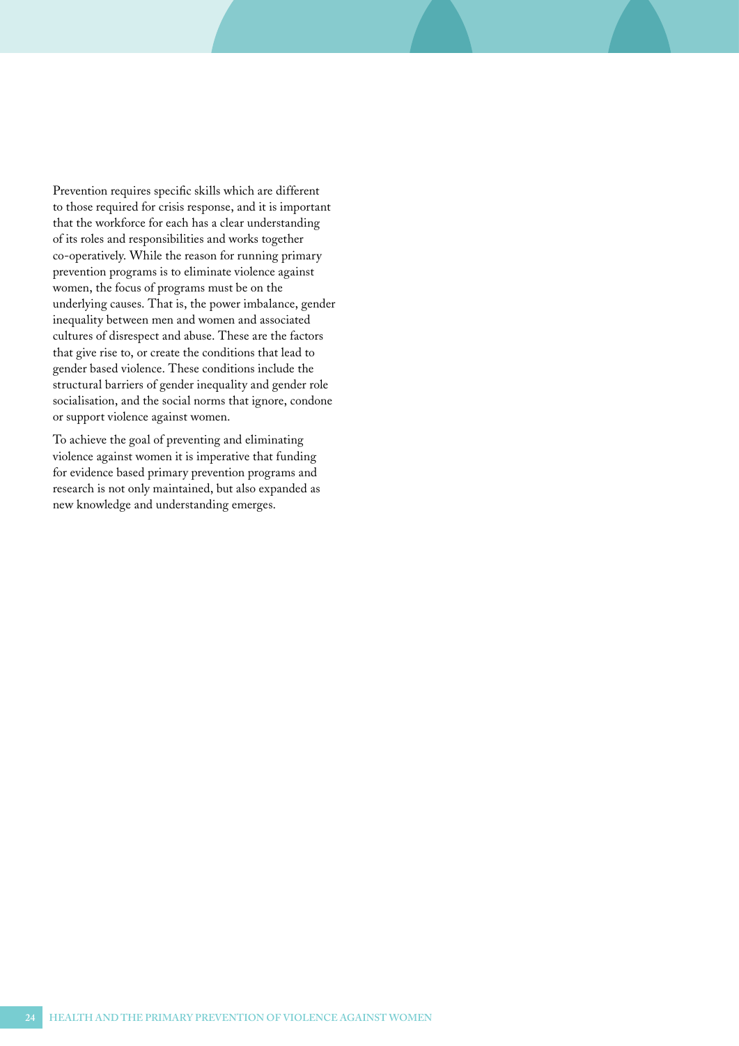Prevention requires specific skills which are different to those required for crisis response, and it is important that the workforce for each has a clear understanding of its roles and responsibilities and works together co-operatively. While the reason for running primary prevention programs is to eliminate violence against women, the focus of programs must be on the underlying causes. That is, the power imbalance, gender inequality between men and women and associated cultures of disrespect and abuse. These are the factors that give rise to, or create the conditions that lead to gender based violence. These conditions include the structural barriers of gender inequality and gender role socialisation, and the social norms that ignore, condone or support violence against women.

To achieve the goal of preventing and eliminating violence against women it is imperative that funding for evidence based primary prevention programs and research is not only maintained, but also expanded as new knowledge and understanding emerges.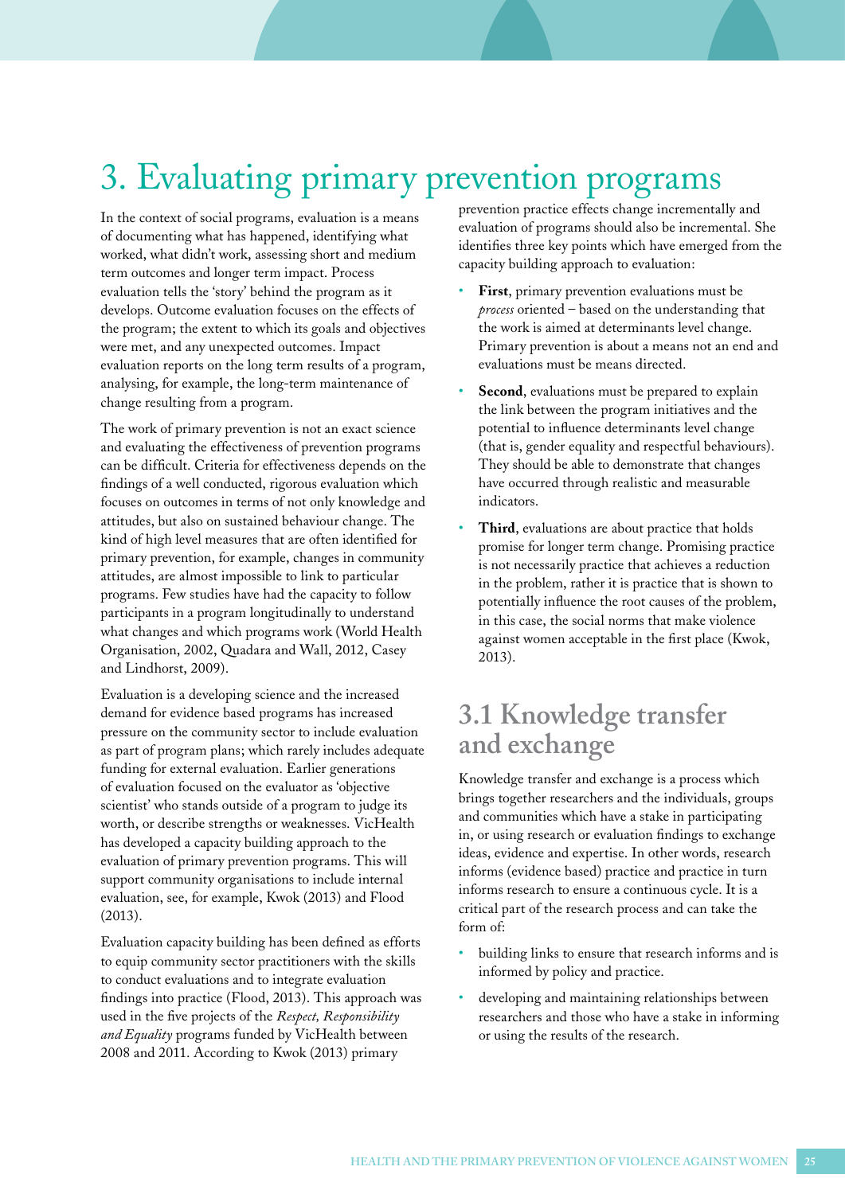# 3. Evaluating primary prevention programs

In the context of social programs, evaluation is a means of documenting what has happened, identifying what worked, what didn't work, assessing short and medium term outcomes and longer term impact. Process evaluation tells the 'story' behind the program as it develops. Outcome evaluation focuses on the effects of the program; the extent to which its goals and objectives were met, and any unexpected outcomes. Impact evaluation reports on the long term results of a program, analysing, for example, the long-term maintenance of change resulting from a program.

The work of primary prevention is not an exact science and evaluating the effectiveness of prevention programs can be difficult. Criteria for effectiveness depends on the findings of a well conducted, rigorous evaluation which focuses on outcomes in terms of not only knowledge and attitudes, but also on sustained behaviour change. The kind of high level measures that are often identified for primary prevention, for example, changes in community attitudes, are almost impossible to link to particular programs. Few studies have had the capacity to follow participants in a program longitudinally to understand what changes and which programs work (World Health Organisation, 2002, Quadara and Wall, 2012, Casey and Lindhorst, 2009).

Evaluation is a developing science and the increased demand for evidence based programs has increased pressure on the community sector to include evaluation as part of program plans; which rarely includes adequate funding for external evaluation. Earlier generations of evaluation focused on the evaluator as 'objective scientist' who stands outside of a program to judge its worth, or describe strengths or weaknesses. VicHealth has developed a capacity building approach to the evaluation of primary prevention programs. This will support community organisations to include internal evaluation, see, for example, Kwok (2013) and Flood (2013).

Evaluation capacity building has been defined as efforts to equip community sector practitioners with the skills to conduct evaluations and to integrate evaluation findings into practice (Flood, 2013). This approach was used in the five projects of the *Respect, Responsibility and Equality* programs funded by VicHealth between 2008 and 2011. According to Kwok (2013) primary prevention practice effects change incrementally and evaluation of programs should also be incremental. She identifies three key points which have emerged from the capacity building approach to evaluation:

- **First**, primary prevention evaluations must be *process* oriented – based on the understanding that the work is aimed at determinants level change. Primary prevention is about a means not an end and evaluations must be means directed.
- **Second**, evaluations must be prepared to explain the link between the program initiatives and the potential to influence determinants level change (that is, gender equality and respectful behaviours). They should be able to demonstrate that changes have occurred through realistic and measurable indicators.
- **Third**, evaluations are about practice that holds promise for longer term change. Promising practice is not necessarily practice that achieves a reduction in the problem, rather it is practice that is shown to potentially influence the root causes of the problem, in this case, the social norms that make violence against women acceptable in the first place (Kwok, 2013).

## 3.1 Knowledge transfer and exchange

Knowledge transfer and exchange is a process which brings together researchers and the individuals, groups and communities which have a stake in participating in, or using research or evaluation findings to exchange ideas, evidence and expertise. In other words, research informs (evidence based) practice and practice in turn informs research to ensure a continuous cycle. It is a critical part of the research process and can take the form of:

- building links to ensure that research informs and is informed by policy and practice.
- developing and maintaining relationships between researchers and those who have a stake in informing or using the results of the research.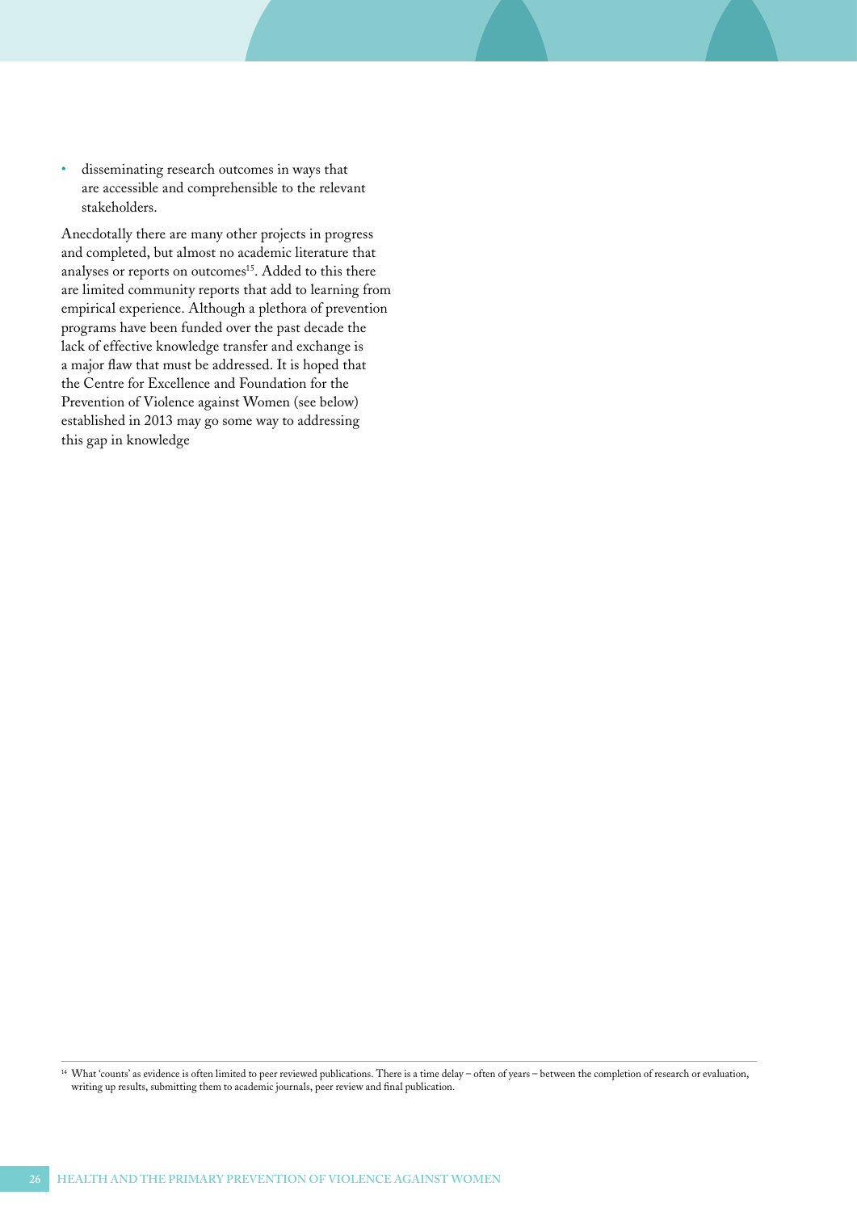- disseminating research outcomes in ways that are accessible and comprehensible to the relevant stakeholders.

Anecdotally there are many other projects in progress and completed, but almost no academic literature that analyses or reports on outcomes[15]. Added to this there are limited community reports that add to learning from empirical experience. Although a plethora of prevention programs have been funded over the past decade the lack of effective knowledge transfer and exchange is a major flaw that must be addressed. It is hoped that the Centre for Excellence and Foundation for the Prevention of Violence against Women (see below) established in 2013 may go some way to addressing this gap in knowledge

---

[14] What 'counts' as evidence is often limited to peer reviewed publications. There is a time delay – often of years – between the completion of research or evaluation, writing up results, submitting them to academic journals, peer review and final publication.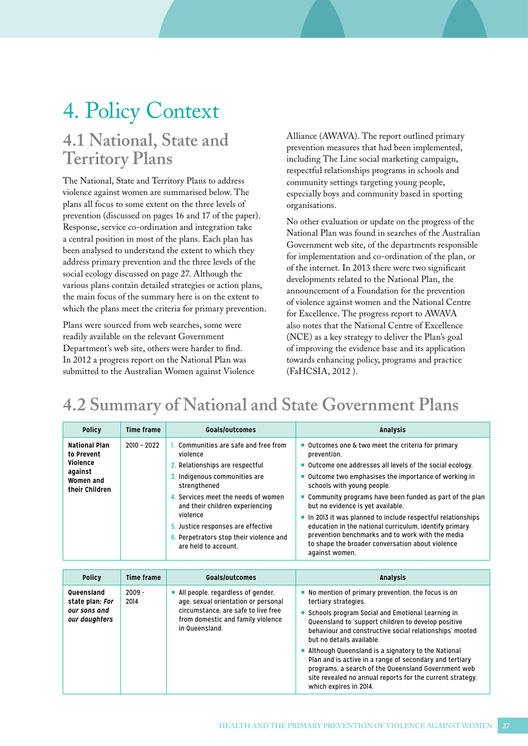# 4. Policy Context

## 4.1 National, State and Territory Plans

The National, State and Territory Plans to address violence against women are summarised below. The plans all focus to some extent on the three levels of prevention (discussed on pages 16 and 17 of the paper). Response, service co-ordination and integration take a central position in most of the plans. Each plan has been analysed to understand the extent to which they address primary prevention and the three levels of the social ecology discussed on page 27. Although the various plans contain detailed strategies or action plans, the main focus of the summary here is on the extent to which the plans meet the criteria for primary prevention.

Plans were sourced from web searches, some were readily available on the relevant Government Department's web site, others were harder to find. In 2012 a progress report on the National Plan was submitted to the Australian Women against Violence Alliance (AWAVA). The report outlined primary prevention measures that had been implemented, including The Line social marketing campaign, respectful relationships programs in schools and community settings targeting young people, especially boys and community based in sporting organisations.

No other evaluation or update on the progress of the National Plan was found in searches of the Australian Government web site, of the departments responsible for implementation and co-ordination of the plan, or of the internet. In 2013 there were two significant developments related to the National Plan, the announcement of a Foundation for the prevention of violence against women and the National Centre for Excellence. The progress report to AWAVA also notes that the National Centre of Excellence (NCE) as a key strategy to deliver the Plan's goal of improving the evidence base and its application towards enhancing policy, programs and practice (FaHCSIA, 2012 ).

## 4.2 Summary of National and State Government Plans

| Policy | Time frame | Goals/outcomes | Analysis |
|---|---|---|---|
| **National Plan to Prevent Violence against Women and their Children** | 2010 – 2022 | 1. Communities are safe and free from violence<br>2. Relationships are respectful<br>3. Indigenous communities are strengthened<br>4. Services meet the needs of women and their children experiencing violence<br>5. Justice responses are effective<br>6. Perpetrators stop their violence and are held to account. | ▪ Outcomes one & two meet the criteria for primary prevention.<br>▪ Outcome one addresses all levels of the social ecology.<br>▪ Outcome two emphasises the importance of working in schools with young people.<br>▪ Community programs have been funded as part of the plan but no evidence is yet available.<br>▪ In 2013 it was planned to include respectful relationships education in the national curriculum, identify primary prevention benchmarks and to work with the media to shape the broader conversation about violence against women. |

| Policy | Time frame | Goals/outcomes | Analysis |
|---|---|---|---|
| **Queensland state plan: *For our sons and our daughters*** | 2009 - 2014 | ▪ All people, regardless of gender, age, sexual orientation or personal circumstance, are safe to live free from domestic and family violence in Queensland. | ▪ No mention of primary prevention, the focus is on tertiary strategies.<br>▪ Schools program Social and Emotional Learning in Queensland to 'support children to develop positive behaviour and constructive social relationships' mooted but no details available.<br>▪ Although Queensland is a signatory to the National Plan and is active in a range of secondary and tertiary programs, a search of the Queensland Government web site revealed no annual reports for the current strategy, which expires in 2014. |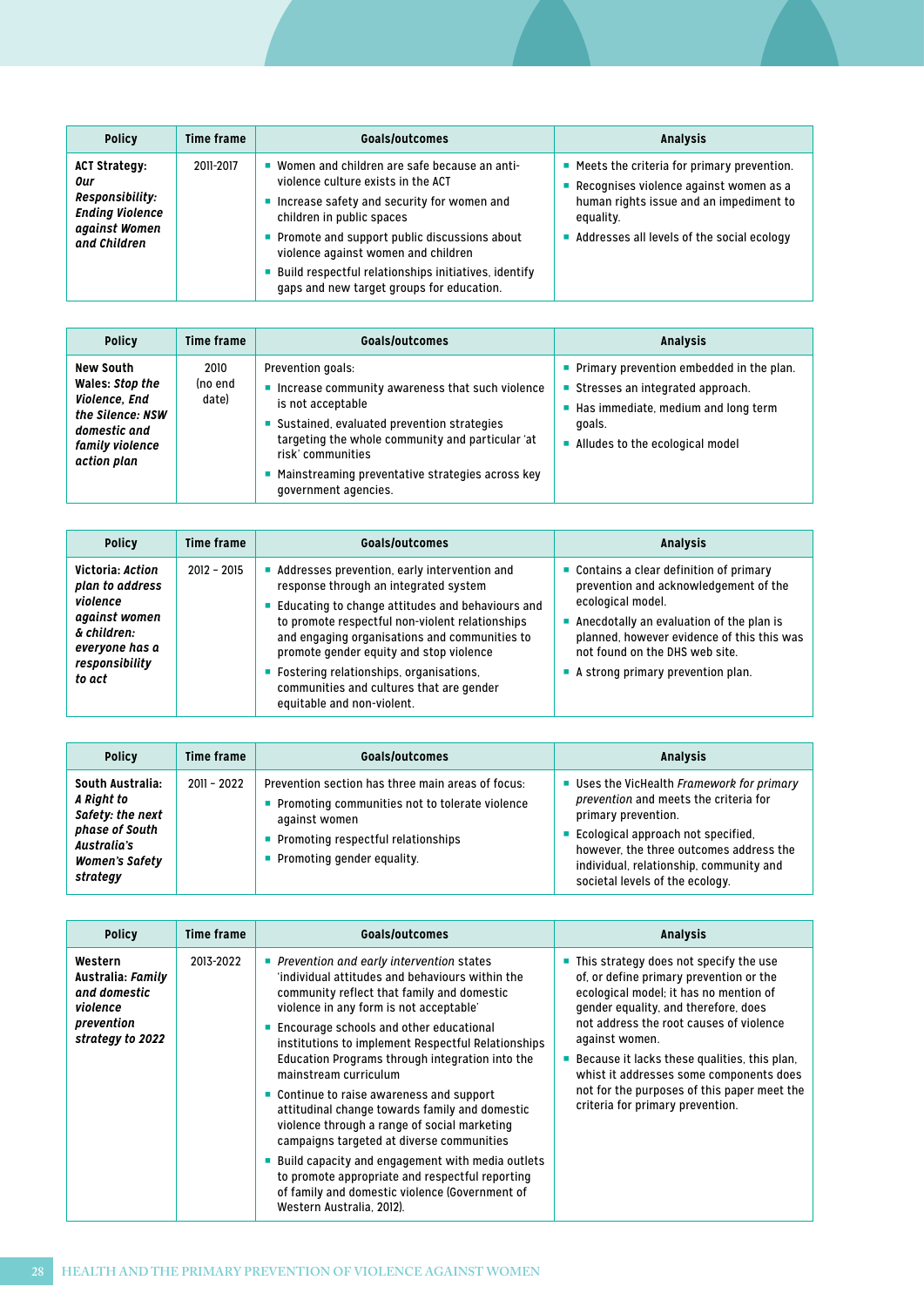| Policy | Time frame | Goals/outcomes | Analysis |
|---|---|---|---|
| **ACT Strategy: *Our Responsibility: Ending Violence against Women and Children*** | 2011-2017 | ▪ Women and children are safe because an anti-violence culture exists in the ACT<br>▪ Increase safety and security for women and children in public spaces<br>▪ Promote and support public discussions about violence against women and children<br>▪ Build respectful relationships initiatives, identify gaps and new target groups for education. | ▪ Meets the criteria for primary prevention.<br>▪ Recognises violence against women as a human rights issue and an impediment to equality.<br>▪ Addresses all levels of the social ecology |

| Policy | Time frame | Goals/outcomes | Analysis |
|---|---|---|---|
| **New South Wales: *Stop the Violence, End the Silence: NSW domestic and family violence action plan*** | 2010 (no end date) | Prevention goals:<br>▪ Increase community awareness that such violence is not acceptable<br>▪ Sustained, evaluated prevention strategies targeting the whole community and particular 'at risk' communities<br>▪ Mainstreaming preventative strategies across key government agencies. | ▪ Primary prevention embedded in the plan.<br>▪ Stresses an integrated approach.<br>▪ Has immediate, medium and long term goals.<br>▪ Alludes to the ecological model |

| Policy | Time frame | Goals/outcomes | Analysis |
|---|---|---|---|
| **Victoria: *Action plan to address violence against women & children: everyone has a responsibility to act*** | 2012 – 2015 | ▪ Addresses prevention, early intervention and response through an integrated system<br>▪ Educating to change attitudes and behaviours and to promote respectful non-violent relationships and engaging organisations and communities to promote gender equity and stop violence<br>▪ Fostering relationships, organisations, communities and cultures that are gender equitable and non-violent. | ▪ Contains a clear definition of primary prevention and acknowledgement of the ecological model.<br>▪ Anecdotally an evaluation of the plan is planned, however evidence of this this was not found on the DHS web site.<br>▪ A strong primary prevention plan. |

| Policy | Time frame | Goals/outcomes | Analysis |
|---|---|---|---|
| **South Australia: *A Right to Safety: the next phase of South Australia's Women's Safety strategy*** | 2011 – 2022 | Prevention section has three main areas of focus:<br>▪ Promoting communities not to tolerate violence against women<br>▪ Promoting respectful relationships<br>▪ Promoting gender equality. | ▪ Uses the VicHealth *Framework for primary prevention* and meets the criteria for primary prevention.<br>▪ Ecological approach not specified, however, the three outcomes address the individual, relationship, community and societal levels of the ecology. |

| Policy | Time frame | Goals/outcomes | Analysis |
|---|---|---|---|
| **Western Australia: *Family and domestic violence prevention strategy to 2022*** | 2013-2022 | ▪ *Prevention and early intervention* states 'individual attitudes and behaviours within the community reflect that family and domestic violence in any form is not acceptable'<br>▪ Encourage schools and other educational institutions to implement Respectful Relationships Education Programs through integration into the mainstream curriculum<br>▪ Continue to raise awareness and support attitudinal change towards family and domestic violence through a range of social marketing campaigns targeted at diverse communities<br>▪ Build capacity and engagement with media outlets to promote appropriate and respectful reporting of family and domestic violence (Government of Western Australia, 2012). | ▪ This strategy does not specify the use of, or define primary prevention or the ecological model; it has no mention of gender equality, and therefore, does not address the root causes of violence against women.<br>▪ Because it lacks these qualities, this plan, whilst it addresses some components does not for the purposes of this paper meet the criteria for primary prevention. |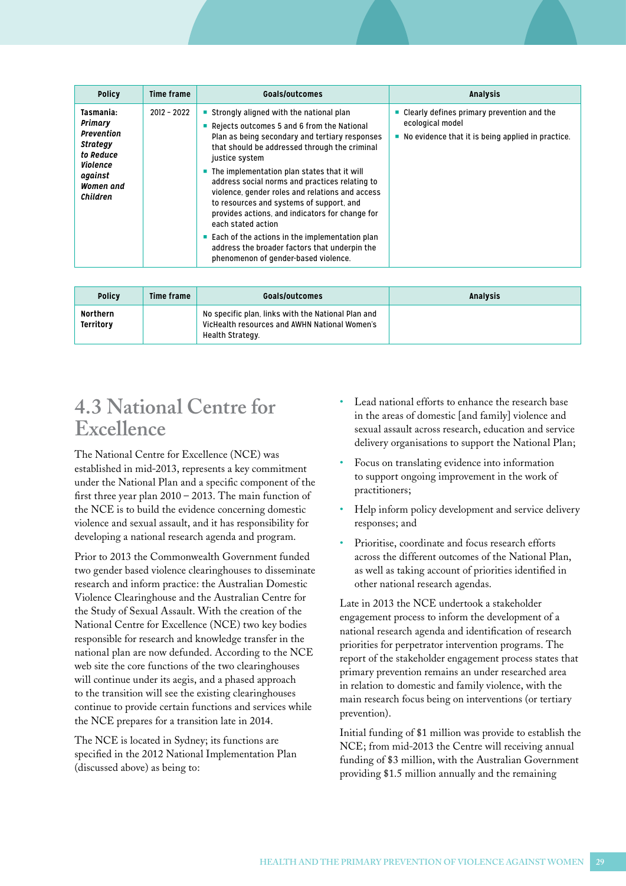| Policy | Time frame | Goals/outcomes | Analysis |
|---|---|---|---|
| **Tasmania:** ***Primary Prevention Strategy to Reduce Violence against Women and Children*** | 2012 – 2022 | ▪ Strongly aligned with the national plan<br>▪ Rejects outcomes 5 and 6 from the National Plan as being secondary and tertiary responses that should be addressed through the criminal justice system<br>▪ The implementation plan states that it will address social norms and practices relating to violence, gender roles and relations and access to resources and systems of support, and provides actions, and indicators for change for each stated action<br>▪ Each of the actions in the implementation plan address the broader factors that underpin the phenomenon of gender-based violence. | ▪ Clearly defines primary prevention and the ecological model<br>▪ No evidence that it is being applied in practice. |

| Policy | Time frame | Goals/outcomes | Analysis |
|---|---|---|---|
| **Northern Territory** | | No specific plan, links with the National Plan and VicHealth resources and AWHN National Women's Health Strategy. | |

## 4.3 National Centre for Excellence

The National Centre for Excellence (NCE) was established in mid-2013, represents a key commitment under the National Plan and a specific component of the first three year plan 2010 – 2013. The main function of the NCE is to build the evidence concerning domestic violence and sexual assault, and it has responsibility for developing a national research agenda and program.

Prior to 2013 the Commonwealth Government funded two gender based violence clearinghouses to disseminate research and inform practice: the Australian Domestic Violence Clearinghouse and the Australian Centre for the Study of Sexual Assault. With the creation of the National Centre for Excellence (NCE) two key bodies responsible for research and knowledge transfer in the national plan are now defunded. According to the NCE web site the core functions of the two clearinghouses will continue under its aegis, and a phased approach to the transition will see the existing clearinghouses continue to provide certain functions and services while the NCE prepares for a transition late in 2014.

The NCE is located in Sydney; its functions are specified in the 2012 National Implementation Plan (discussed above) as being to:

- Lead national efforts to enhance the research base in the areas of domestic [and family] violence and sexual assault across research, education and service delivery organisations to support the National Plan;
- Focus on translating evidence into information to support ongoing improvement in the work of practitioners;
- Help inform policy development and service delivery responses; and
- Prioritise, coordinate and focus research efforts across the different outcomes of the National Plan, as well as taking account of priorities identified in other national research agendas.

Late in 2013 the NCE undertook a stakeholder engagement process to inform the development of a national research agenda and identification of research priorities for perpetrator intervention programs. The report of the stakeholder engagement process states that primary prevention remains an under researched area in relation to domestic and family violence, with the main research focus being on interventions (or tertiary prevention).

Initial funding of $1 million was provide to establish the NCE; from mid-2013 the Centre will receiving annual funding of $3 million, with the Australian Government providing $1.5 million annually and the remaining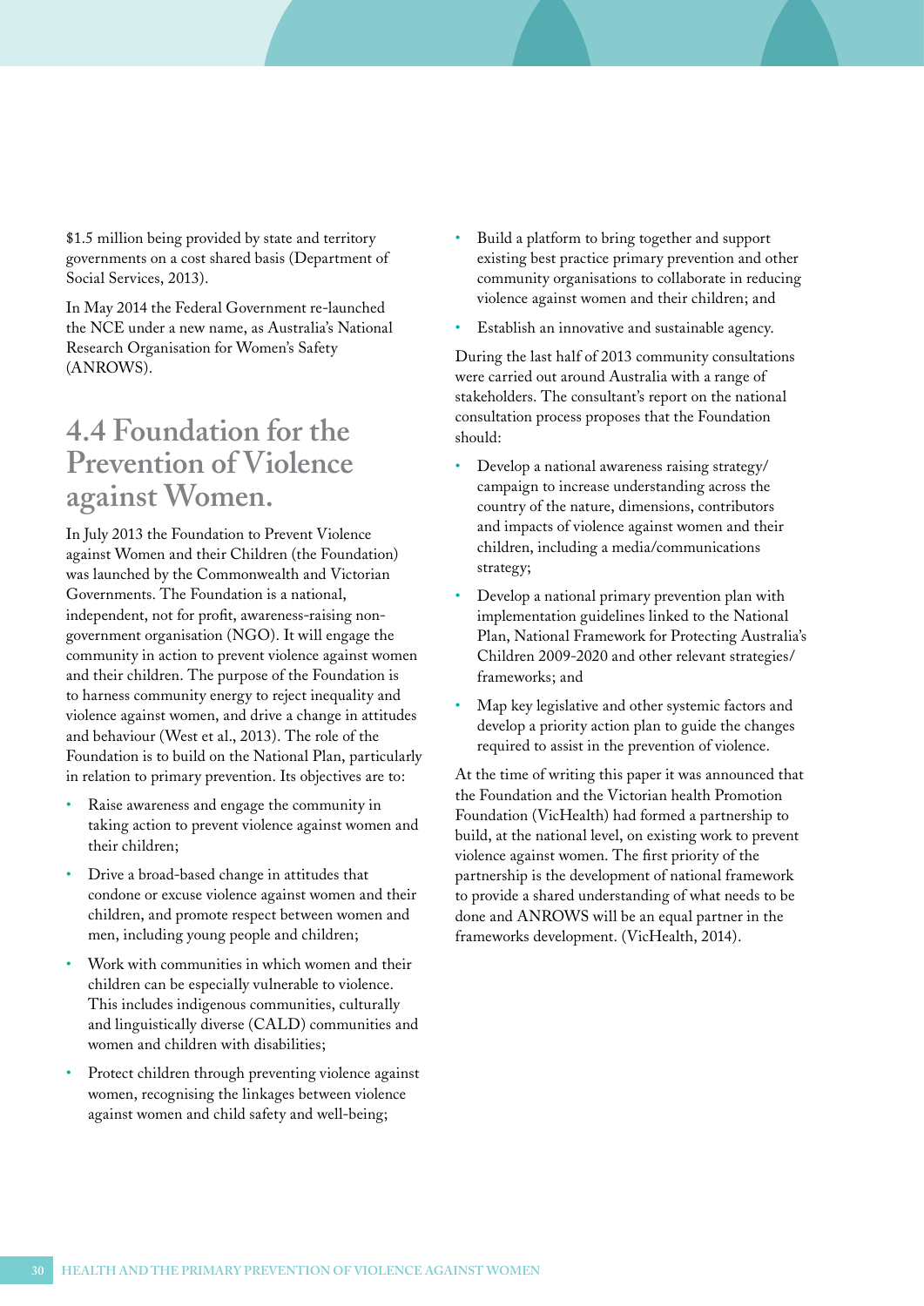$1.5 million being provided by state and territory governments on a cost shared basis (Department of Social Services, 2013).

In May 2014 the Federal Government re-launched the NCE under a new name, as Australia's National Research Organisation for Women's Safety (ANROWS).

## 4.4 Foundation for the Prevention of Violence against Women.

In July 2013 the Foundation to Prevent Violence against Women and their Children (the Foundation) was launched by the Commonwealth and Victorian Governments. The Foundation is a national, independent, not for profit, awareness-raising non-government organisation (NGO). It will engage the community in action to prevent violence against women and their children. The purpose of the Foundation is to harness community energy to reject inequality and violence against women, and drive a change in attitudes and behaviour (West et al., 2013). The role of the Foundation is to build on the National Plan, particularly in relation to primary prevention. Its objectives are to:

- Raise awareness and engage the community in taking action to prevent violence against women and their children;
- Drive a broad-based change in attitudes that condone or excuse violence against women and their children, and promote respect between women and men, including young people and children;
- Work with communities in which women and their children can be especially vulnerable to violence. This includes indigenous communities, culturally and linguistically diverse (CALD) communities and women and children with disabilities;
- Protect children through preventing violence against women, recognising the linkages between violence against women and child safety and well-being;
- Build a platform to bring together and support existing best practice primary prevention and other community organisations to collaborate in reducing violence against women and their children; and
- Establish an innovative and sustainable agency.

During the last half of 2013 community consultations were carried out around Australia with a range of stakeholders. The consultant's report on the national consultation process proposes that the Foundation should:

- Develop a national awareness raising strategy/ campaign to increase understanding across the country of the nature, dimensions, contributors and impacts of violence against women and their children, including a media/communications strategy;
- Develop a national primary prevention plan with implementation guidelines linked to the National Plan, National Framework for Protecting Australia's Children 2009-2020 and other relevant strategies/ frameworks; and
- Map key legislative and other systemic factors and develop a priority action plan to guide the changes required to assist in the prevention of violence.

At the time of writing this paper it was announced that the Foundation and the Victorian health Promotion Foundation (VicHealth) had formed a partnership to build, at the national level, on existing work to prevent violence against women. The first priority of the partnership is the development of national framework to provide a shared understanding of what needs to be done and ANROWS will be an equal partner in the frameworks development. (VicHealth, 2014).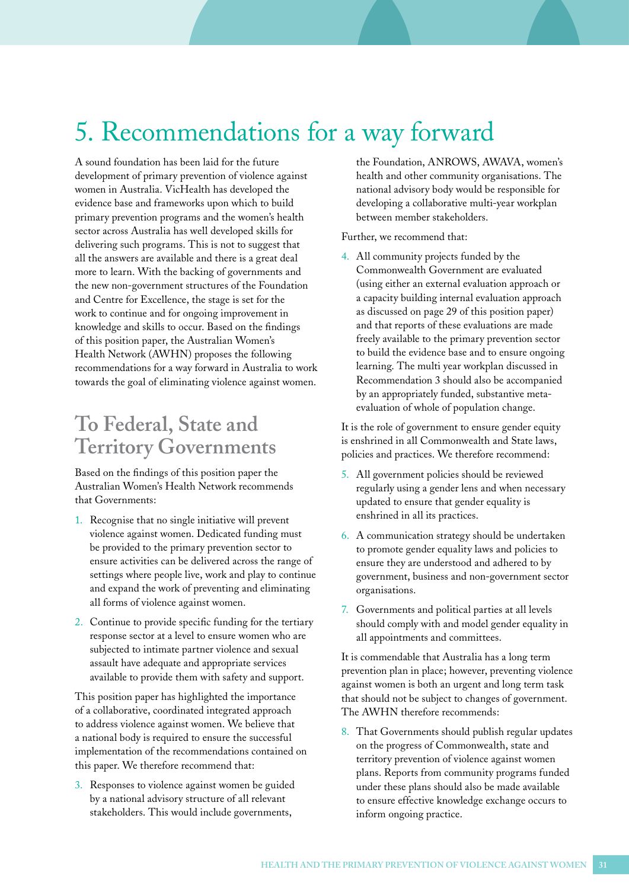# 5. Recommendations for a way forward

A sound foundation has been laid for the future development of primary prevention of violence against women in Australia. VicHealth has developed the evidence base and frameworks upon which to build primary prevention programs and the women's health sector across Australia has well developed skills for delivering such programs. This is not to suggest that all the answers are available and there is a great deal more to learn. With the backing of governments and the new non-government structures of the Foundation and Centre for Excellence, the stage is set for the work to continue and for ongoing improvement in knowledge and skills to occur. Based on the findings of this position paper, the Australian Women's Health Network (AWHN) proposes the following recommendations for a way forward in Australia to work towards the goal of eliminating violence against women.

## To Federal, State and Territory Governments

Based on the findings of this position paper the Australian Women's Health Network recommends that Governments:

1. Recognise that no single initiative will prevent violence against women. Dedicated funding must be provided to the primary prevention sector to ensure activities can be delivered across the range of settings where people live, work and play to continue and expand the work of preventing and eliminating all forms of violence against women.
2. Continue to provide specific funding for the tertiary response sector at a level to ensure women who are subjected to intimate partner violence and sexual assault have adequate and appropriate services available to provide them with safety and support.

This position paper has highlighted the importance of a collaborative, coordinated integrated approach to address violence against women. We believe that a national body is required to ensure the successful implementation of the recommendations contained on this paper. We therefore recommend that:

3. Responses to violence against women be guided by a national advisory structure of all relevant stakeholders. This would include governments, the Foundation, ANROWS, AWAVA, women's health and other community organisations. The national advisory body would be responsible for developing a collaborative multi-year workplan between member stakeholders.

Further, we recommend that:

4. All community projects funded by the Commonwealth Government are evaluated (using either an external evaluation approach or a capacity building internal evaluation approach as discussed on page 29 of this position paper) and that reports of these evaluations are made freely available to the primary prevention sector to build the evidence base and to ensure ongoing learning. The multi year workplan discussed in Recommendation 3 should also be accompanied by an appropriately funded, substantive meta-evaluation of whole of population change.

It is the role of government to ensure gender equity is enshrined in all Commonwealth and State laws, policies and practices. We therefore recommend:

5. All government policies should be reviewed regularly using a gender lens and when necessary updated to ensure that gender equality is enshrined in all its practices.
6. A communication strategy should be undertaken to promote gender equality laws and policies to ensure they are understood and adhered to by government, business and non-government sector organisations.
7. Governments and political parties at all levels should comply with and model gender equality in all appointments and committees.

It is commendable that Australia has a long term prevention plan in place; however, preventing violence against women is both an urgent and long term task that should not be subject to changes of government. The AWHN therefore recommends:

8. That Governments should publish regular updates on the progress of Commonwealth, state and territory prevention of violence against women plans. Reports from community programs funded under these plans should also be made available to ensure effective knowledge exchange occurs to inform ongoing practice.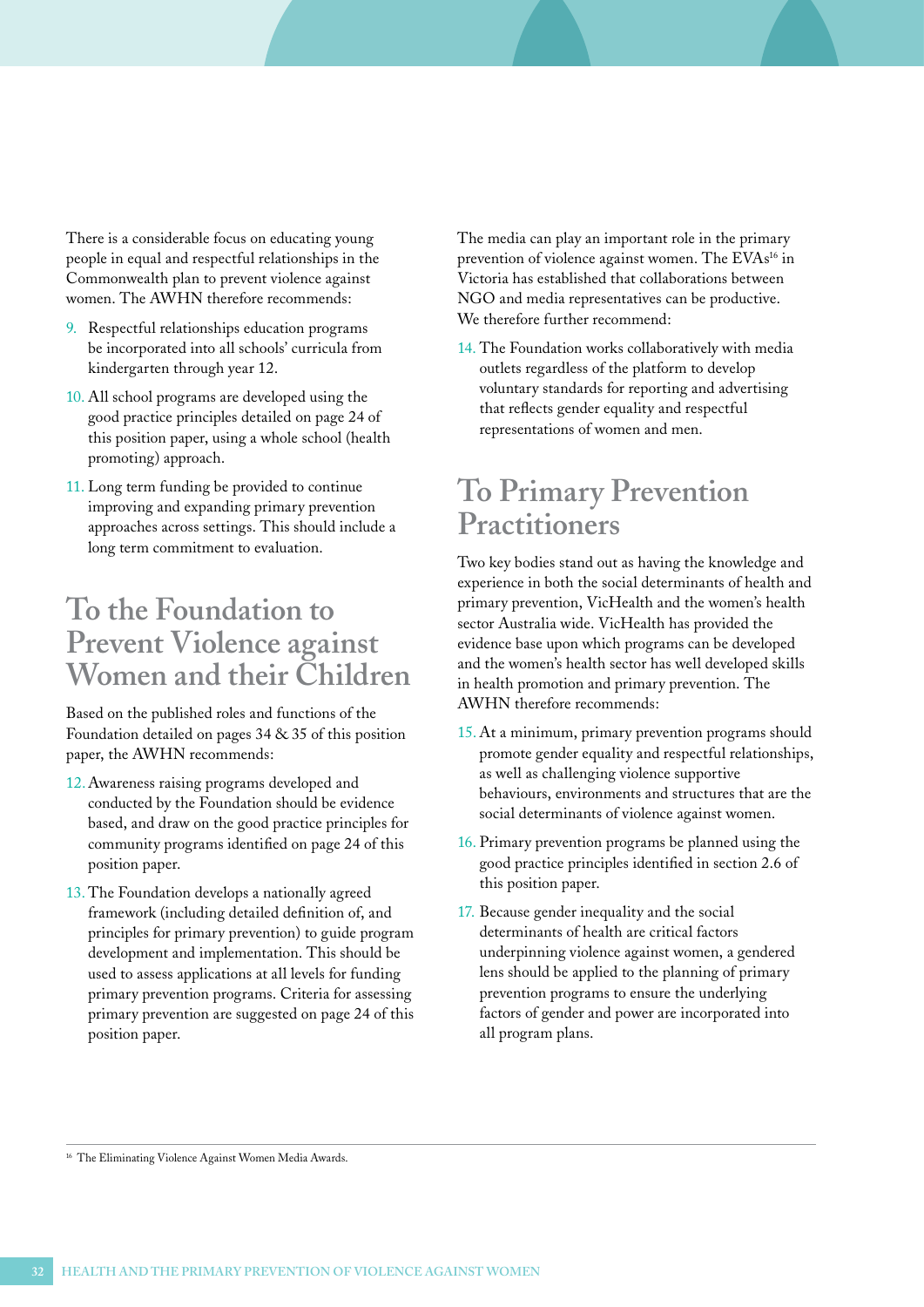There is a considerable focus on educating young people in equal and respectful relationships in the Commonwealth plan to prevent violence against women. The AWHN therefore recommends:

9. Respectful relationships education programs be incorporated into all schools' curricula from kindergarten through year 12.
10. All school programs are developed using the good practice principles detailed on page 24 of this position paper, using a whole school (health promoting) approach.
11. Long term funding be provided to continue improving and expanding primary prevention approaches across settings. This should include a long term commitment to evaluation.

## To the Foundation to Prevent Violence against Women and their Children

Based on the published roles and functions of the Foundation detailed on pages 34 & 35 of this position paper, the AWHN recommends:

12. Awareness raising programs developed and conducted by the Foundation should be evidence based, and draw on the good practice principles for community programs identified on page 24 of this position paper.
13. The Foundation develops a nationally agreed framework (including detailed definition of, and principles for primary prevention) to guide program development and implementation. This should be used to assess applications at all levels for funding primary prevention programs. Criteria for assessing primary prevention are suggested on page 24 of this position paper.

The media can play an important role in the primary prevention of violence against women. The EVAs[16] in Victoria has established that collaborations between NGO and media representatives can be productive. We therefore further recommend:

14. The Foundation works collaboratively with media outlets regardless of the platform to develop voluntary standards for reporting and advertising that reflects gender equality and respectful representations of women and men.

## To Primary Prevention Practitioners

Two key bodies stand out as having the knowledge and experience in both the social determinants of health and primary prevention, VicHealth and the women's health sector Australia wide. VicHealth has provided the evidence base upon which programs can be developed and the women's health sector has well developed skills in health promotion and primary prevention. The AWHN therefore recommends:

15. At a minimum, primary prevention programs should promote gender equality and respectful relationships, as well as challenging violence supportive behaviours, environments and structures that are the social determinants of violence against women.
16. Primary prevention programs be planned using the good practice principles identified in section 2.6 of this position paper.
17. Because gender inequality and the social determinants of health are critical factors underpinning violence against women, a gendered lens should be applied to the planning of primary prevention programs to ensure the underlying factors of gender and power are incorporated into all program plans.

[16] The Eliminating Violence Against Women Media Awards.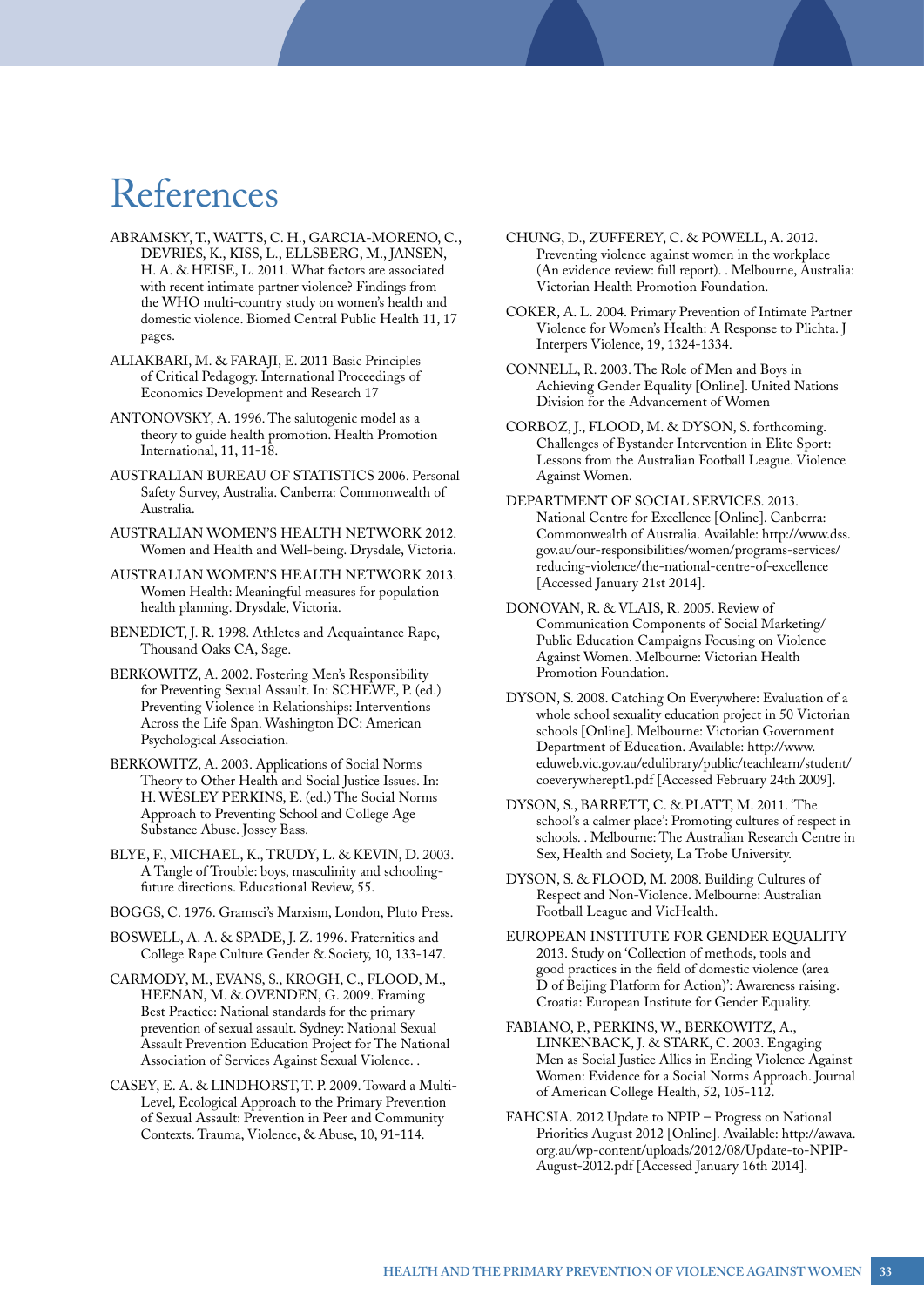# References

ABRAMSKY, T., WATTS, C. H., GARCIA-MORENO, C., DEVRIES, K., KISS, L., ELLSBERG, M., JANSEN, H. A. & HEISE, L. 2011. What factors are associated with recent intimate partner violence? Findings from the WHO multi-country study on women's health and domestic violence. Biomed Central Public Health 11, 17 pages.

ALIAKBARI, M. & FARAJI, E. 2011 Basic Principles of Critical Pedagogy. International Proceedings of Economics Development and Research 17

ANTONOVSKY, A. 1996. The salutogenic model as a theory to guide health promotion. Health Promotion International, 11, 11-18.

AUSTRALIAN BUREAU OF STATISTICS 2006. Personal Safety Survey, Australia. Canberra: Commonwealth of Australia.

AUSTRALIAN WOMEN'S HEALTH NETWORK 2012. Women and Health and Well-being. Drysdale, Victoria.

AUSTRALIAN WOMEN'S HEALTH NETWORK 2013. Women Health: Meaningful measures for population health planning. Drysdale, Victoria.

BENEDICT, J. R. 1998. Athletes and Acquaintance Rape, Thousand Oaks CA, Sage.

BERKOWITZ, A. 2002. Fostering Men's Responsibility for Preventing Sexual Assault. In: SCHEWE, P. (ed.) Preventing Violence in Relationships: Interventions Across the Life Span. Washington DC: American Psychological Association.

BERKOWITZ, A. 2003. Applications of Social Norms Theory to Other Health and Social Justice Issues. In: H. WESLEY PERKINS, E. (ed.) The Social Norms Approach to Preventing School and College Age Substance Abuse. Jossey Bass.

BLYE, F., MICHAEL, K., TRUDY, L. & KEVIN, D. 2003. A Tangle of Trouble: boys, masculinity and schooling-future directions. Educational Review, 55.

BOGGS, C. 1976. Gramsci's Marxism, London, Pluto Press.

BOSWELL, A. A. & SPADE, J. Z. 1996. Fraternities and College Rape Culture Gender & Society, 10, 133-147.

CARMODY, M., EVANS, S., KROGH, C., FLOOD, M., HEENAN, M. & OVENDEN, G. 2009. Framing Best Practice: National standards for the primary prevention of sexual assault. Sydney: National Sexual Assault Prevention Education Project for The National Association of Services Against Sexual Violence. .

CASEY, E. A. & LINDHORST, T. P. 2009. Toward a Multi-Level, Ecological Approach to the Primary Prevention of Sexual Assault: Prevention in Peer and Community Contexts. Trauma, Violence, & Abuse, 10, 91-114.

CHUNG, D., ZUFFEREY, C. & POWELL, A. 2012. Preventing violence against women in the workplace (An evidence review: full report). . Melbourne, Australia: Victorian Health Promotion Foundation.

COKER, A. L. 2004. Primary Prevention of Intimate Partner Violence for Women's Health: A Response to Plichta. J Interpers Violence, 19, 1324-1334.

CONNELL, R. 2003. The Role of Men and Boys in Achieving Gender Equality [Online]. United Nations Division for the Advancement of Women

CORBOZ, J., FLOOD, M. & DYSON, S. forthcoming. Challenges of Bystander Intervention in Elite Sport: Lessons from the Australian Football League. Violence Against Women.

DEPARTMENT OF SOCIAL SERVICES. 2013. National Centre for Excellence [Online]. Canberra: Commonwealth of Australia. Available: http://www.dss.gov.au/our-responsibilities/women/programs-services/reducing-violence/the-national-centre-of-excellence [Accessed January 21st 2014].

DONOVAN, R. & VLAIS, R. 2005. Review of Communication Components of Social Marketing/ Public Education Campaigns Focusing on Violence Against Women. Melbourne: Victorian Health Promotion Foundation.

DYSON, S. 2008. Catching On Everywhere: Evaluation of a whole school sexuality education project in 50 Victorian schools [Online]. Melbourne: Victorian Government Department of Education. Available: http://www.eduweb.vic.gov.au/edulibrary/public/teachlearn/student/coeverywherept1.pdf [Accessed February 24th 2009].

DYSON, S., BARRETT, C. & PLATT, M. 2011. 'The school's a calmer place': Promoting cultures of respect in schools. . Melbourne: The Australian Research Centre in Sex, Health and Society, La Trobe University.

DYSON, S. & FLOOD, M. 2008. Building Cultures of Respect and Non-Violence. Melbourne: Australian Football League and VicHealth.

EUROPEAN INSTITUTE FOR GENDER EQUALITY 2013. Study on 'Collection of methods, tools and good practices in the field of domestic violence (area D of Beijing Platform for Action)': Awareness raising. Croatia: European Institute for Gender Equality.

FABIANO, P., PERKINS, W., BERKOWITZ, A., LINKENBACK, J. & STARK, C. 2003. Engaging Men as Social Justice Allies in Ending Violence Against Women: Evidence for a Social Norms Approach. Journal of American College Health, 52, 105-112.

FAHCSIA. 2012 Update to NPIP – Progress on National Priorities August 2012 [Online]. Available: http://awava.org.au/wp-content/uploads/2012/08/Update-to-NPIP-August-2012.pdf [Accessed January 16th 2014].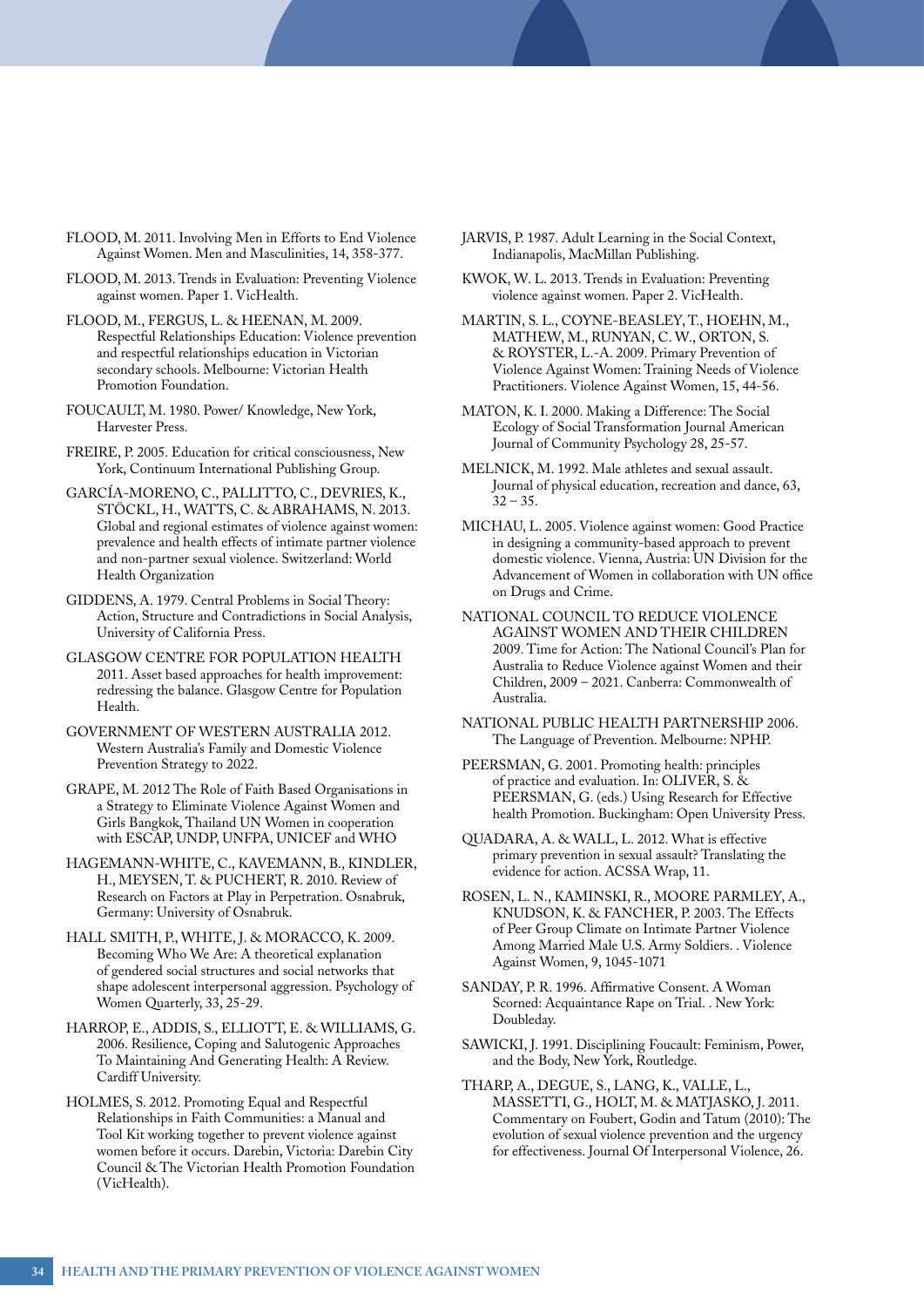FLOOD, M. 2011. Involving Men in Efforts to End Violence Against Women. Men and Masculinities, 14, 358-377.

FLOOD, M. 2013. Trends in Evaluation: Preventing Violence against women. Paper 1. VicHealth.

FLOOD, M., FERGUS, L. & HEENAN, M. 2009. Respectful Relationships Education: Violence prevention and respectful relationships education in Victorian secondary schools. Melbourne: Victorian Health Promotion Foundation.

FOUCAULT, M. 1980. Power/ Knowledge, New York, Harvester Press.

FREIRE, P. 2005. Education for critical consciousness, New York, Continuum International Publishing Group.

GARCÍA-MORENO, C., PALLITTO, C., DEVRIES, K., STÖCKL, H., WATTS, C. & ABRAHAMS, N. 2013. Global and regional estimates of violence against women: prevalence and health effects of intimate partner violence and non-partner sexual violence. Switzerland: World Health Organization

GIDDENS, A. 1979. Central Problems in Social Theory: Action, Structure and Contradictions in Social Analysis, University of California Press.

GLASGOW CENTRE FOR POPULATION HEALTH 2011. Asset based approaches for health improvement: redressing the balance. Glasgow Centre for Population Health.

GOVERNMENT OF WESTERN AUSTRALIA 2012. Western Australia's Family and Domestic Violence Prevention Strategy to 2022.

GRAPE, M. 2012 The Role of Faith Based Organisations in a Strategy to Eliminate Violence Against Women and Girls Bangkok, Thailand UN Women in cooperation with ESCAP, UNDP, UNFPA, UNICEF and WHO

HAGEMANN-WHITE, C., KAVEMANN, B., KINDLER, H., MEYSEN, T. & PUCHERT, R. 2010. Review of Research on Factors at Play in Perpetration. Osnabruk, Germany: University of Osnabruk.

HALL SMITH, P., WHITE, J. & MORACCO, K. 2009. Becoming Who We Are: A theoretical explanation of gendered social structures and social networks that shape adolescent interpersonal aggression. Psychology of Women Quarterly, 33, 25-29.

HARROP, E., ADDIS, S., ELLIOTT, E. & WILLIAMS, G. 2006. Resilience, Coping and Salutogenic Approaches To Maintaining And Generating Health: A Review. Cardiff University.

HOLMES, S. 2012. Promoting Equal and Respectful Relationships in Faith Communities: a Manual and Tool Kit working together to prevent violence against women before it occurs. Darebin, Victoria: Darebin City Council & The Victorian Health Promotion Foundation (VicHealth).

JARVIS, P. 1987. Adult Learning in the Social Context, Indianapolis, MacMillan Publishing.

KWOK, W. L. 2013. Trends in Evaluation: Preventing violence against women. Paper 2. VicHealth.

MARTIN, S. L., COYNE-BEASLEY, T., HOEHN, M., MATHEW, M., RUNYAN, C. W., ORTON, S. & ROYSTER, L.-A. 2009. Primary Prevention of Violence Against Women: Training Needs of Violence Practitioners. Violence Against Women, 15, 44-56.

MATON, K. I. 2000. Making a Difference: The Social Ecology of Social Transformation Journal American Journal of Community Psychology 28, 25-57.

MELNICK, M. 1992. Male athletes and sexual assault. Journal of physical education, recreation and dance, 63, 32 – 35.

MICHAU, L. 2005. Violence against women: Good Practice in designing a community-based approach to prevent domestic violence. Vienna, Austria: UN Division for the Advancement of Women in collaboration with UN office on Drugs and Crime.

NATIONAL COUNCIL TO REDUCE VIOLENCE AGAINST WOMEN AND THEIR CHILDREN 2009. Time for Action: The National Council's Plan for Australia to Reduce Violence against Women and their Children, 2009 – 2021. Canberra: Commonwealth of Australia.

NATIONAL PUBLIC HEALTH PARTNERSHIP 2006. The Language of Prevention. Melbourne: NPHP.

PEERSMAN, G. 2001. Promoting health: principles of practice and evaluation. In: OLIVER, S. & PEERSMAN, G. (eds.) Using Research for Effective health Promotion. Buckingham: Open University Press.

QUADARA, A. & WALL, L. 2012. What is effective primary prevention in sexual assault? Translating the evidence for action. ACSSA Wrap, 11.

ROSEN, L. N., KAMINSKI, R., MOORE PARMLEY, A., KNUDSON, K. & FANCHER, P. 2003. The Effects of Peer Group Climate on Intimate Partner Violence Among Married Male U.S. Army Soldiers. . Violence Against Women, 9, 1045-1071

SANDAY, P. R. 1996. Affirmative Consent. A Woman Scorned: Acquaintance Rape on Trial. . New York: Doubleday.

SAWICKI, J. 1991. Disciplining Foucault: Feminism, Power, and the Body, New York, Routledge.

THARP, A., DEGUE, S., LANG, K., VALLE, L., MASSETTI, G., HOLT, M. & MATJASKO, J. 2011. Commentary on Foubert, Godin and Tatum (2010): The evolution of sexual violence prevention and the urgency for effectiveness. Journal Of Interpersonal Violence, 26.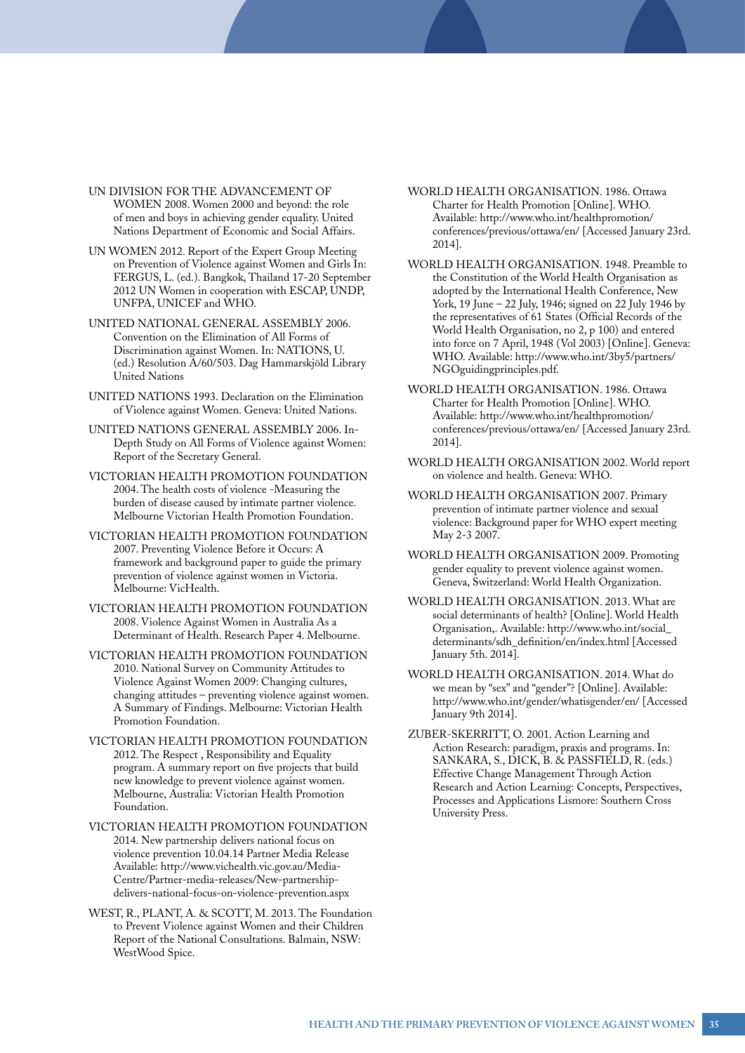UN DIVISION FOR THE ADVANCEMENT OF WOMEN 2008. Women 2000 and beyond: the role of men and boys in achieving gender equality. United Nations Department of Economic and Social Affairs.

UN WOMEN 2012. Report of the Expert Group Meeting on Prevention of Violence against Women and Girls In: FERGUS, L. (ed.). Bangkok, Thailand 17-20 September 2012 UN Women in cooperation with ESCAP, UNDP, UNFPA, UNICEF and WHO.

UNITED NATIONAL GENERAL ASSEMBLY 2006. Convention on the Elimination of All Forms of Discrimination against Women. In: NATIONS, U. (ed.) Resolution A/60/503. Dag Hammarskjöld Library United Nations

UNITED NATIONS 1993. Declaration on the Elimination of Violence against Women. Geneva: United Nations.

UNITED NATIONS GENERAL ASSEMBLY 2006. In-Depth Study on All Forms of Violence against Women: Report of the Secretary General.

VICTORIAN HEALTH PROMOTION FOUNDATION 2004. The health costs of violence -Measuring the burden of disease caused by intimate partner violence. Melbourne Victorian Health Promotion Foundation.

VICTORIAN HEALTH PROMOTION FOUNDATION 2007. Preventing Violence Before it Occurs: A framework and background paper to guide the primary prevention of violence against women in Victoria. Melbourne: VicHealth.

VICTORIAN HEALTH PROMOTION FOUNDATION 2008. Violence Against Women in Australia As a Determinant of Health. Research Paper 4. Melbourne.

VICTORIAN HEALTH PROMOTION FOUNDATION 2010. National Survey on Community Attitudes to Violence Against Women 2009: Changing cultures, changing attitudes – preventing violence against women. A Summary of Findings. Melbourne: Victorian Health Promotion Foundation.

VICTORIAN HEALTH PROMOTION FOUNDATION 2012. The Respect , Responsibility and Equality program. A summary report on five projects that build new knowledge to prevent violence against women. Melbourne, Australia: Victorian Health Promotion Foundation.

VICTORIAN HEALTH PROMOTION FOUNDATION 2014. New partnership delivers national focus on violence prevention 10.04.14 Partner Media Release Available: http://www.vichealth.vic.gov.au/Media-Centre/Partner-media-releases/New-partnership-delivers-national-focus-on-violence-prevention.aspx

WEST, R., PLANT, A. & SCOTT, M. 2013. The Foundation to Prevent Violence against Women and their Children Report of the National Consultations. Balmain, NSW: WestWood Spice.

WORLD HEALTH ORGANISATION. 1986. Ottawa Charter for Health Promotion [Online]. WHO. Available: http://www.who.int/healthpromotion/conferences/previous/ottawa/en/ [Accessed January 23rd. 2014].

WORLD HEALTH ORGANISATION. 1948. Preamble to the Constitution of the World Health Organisation as adopted by the International Health Conference, New York, 19 June – 22 July, 1946; signed on 22 July 1946 by the representatives of 61 States (Official Records of the World Health Organisation, no 2, p 100) and entered into force on 7 April, 1948 (Vol 2003) [Online]. Geneva: WHO. Available: http://www.who.int/3by5/partners/NGOguidingprinciples.pdf.

WORLD HEALTH ORGANISATION. 1986. Ottawa Charter for Health Promotion [Online]. WHO. Available: http://www.who.int/healthpromotion/conferences/previous/ottawa/en/ [Accessed January 23rd. 2014].

WORLD HEALTH ORGANISATION 2002. World report on violence and health. Geneva: WHO.

WORLD HEALTH ORGANISATION 2007. Primary prevention of intimate partner violence and sexual violence: Background paper for WHO expert meeting May 2-3 2007.

WORLD HEALTH ORGANISATION 2009. Promoting gender equality to prevent violence against women. Geneva, Switzerland: World Health Organization.

WORLD HEALTH ORGANISATION. 2013. What are social determinants of health? [Online]. World Health Organisation,. Available: http://www.who.int/social_determinants/sdh_definition/en/index.html [Accessed January 5th. 2014].

WORLD HEALTH ORGANISATION. 2014. What do we mean by "sex" and "gender"? [Online]. Available: http://www.who.int/gender/whatisgender/en/ [Accessed January 9th 2014].

ZUBER-SKERRITT, O. 2001. Action Learning and Action Research: paradigm, praxis and programs. In: SANKARA, S., DICK, B. & PASSFIELD, R. (eds.) Effective Change Management Through Action Research and Action Learning: Concepts, Perspectives, Processes and Applications Lismore: Southern Cross University Press.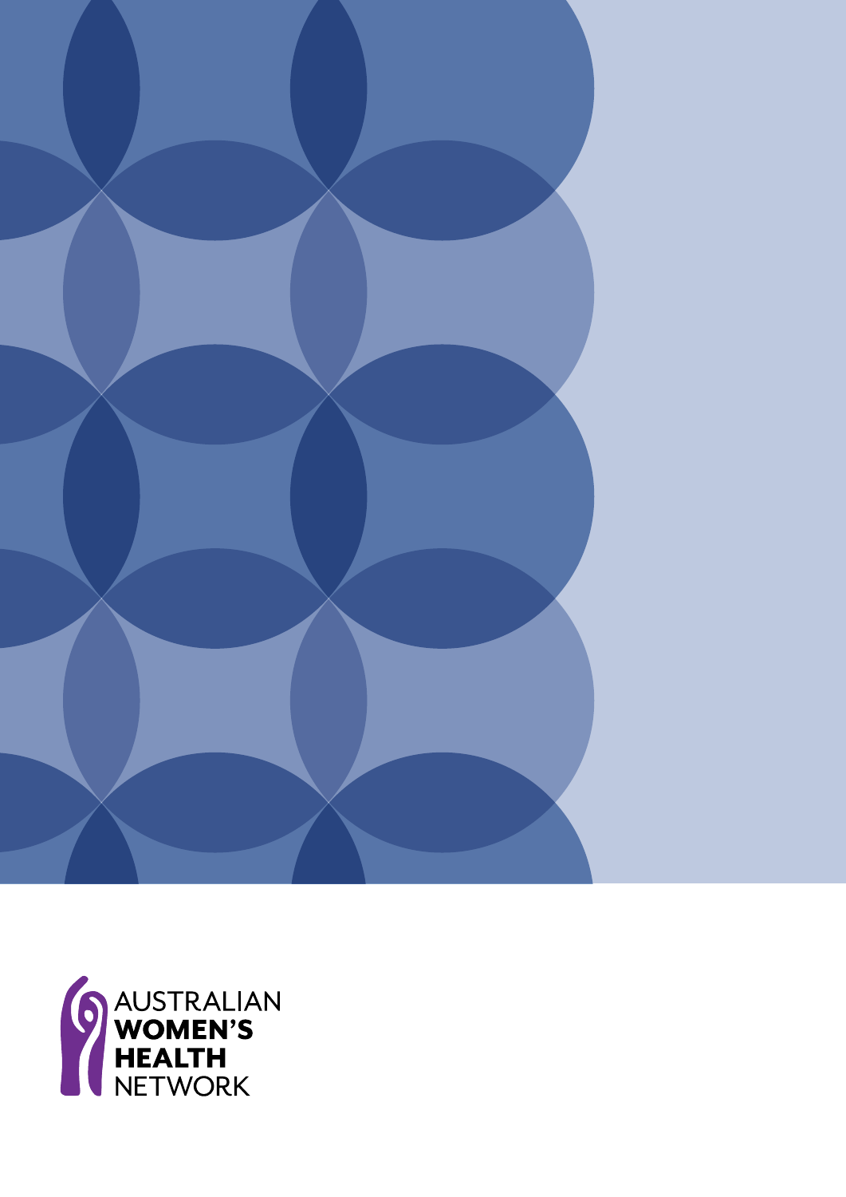AUSTRALIAN
**WOMEN'S**
**HEALTH**
NETWORK